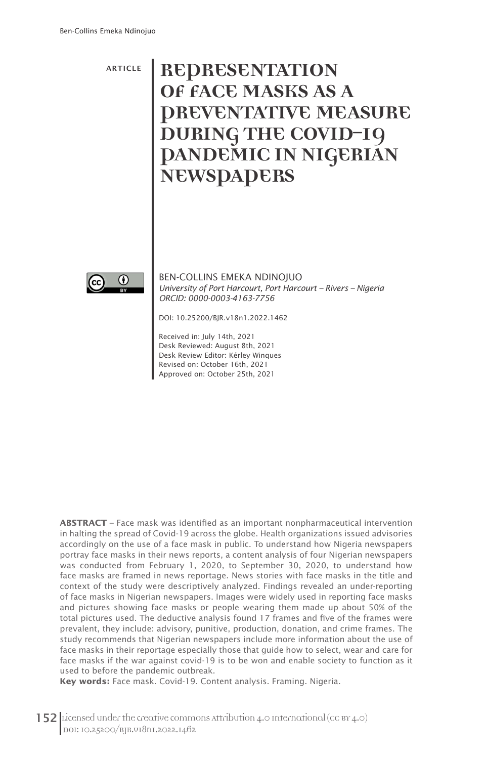ARTICLE

# REPRESENTATION OF FACE MASKS AS A PREVENTATIVE MEASURE DURING THE COVID-19 PANDEMIC IN NIGERIAN NEWSPAPERS

BEN-COLLINS EMEKA NDINOJUO
*University of Port Harcourt, Port Harcourt – Rivers – Nigeria*
*ORCID: 0000-0003-4163-7756*

DOI: 10.25200/BJR.v18n1.2022.1462

Received in: July 14th, 2021
Desk Reviewed: August 8th, 2021
Desk Review Editor: Kérley Winques
Revised on: October 16th, 2021
Approved on: October 25th, 2021

**ABSTRACT** – Face mask was identified as an important nonpharmaceutical intervention in halting the spread of Covid-19 across the globe. Health organizations issued advisories accordingly on the use of a face mask in public. To understand how Nigeria newspapers portray face masks in their news reports, a content analysis of four Nigerian newspapers was conducted from February 1, 2020, to September 30, 2020, to understand how face masks are framed in news reportage. News stories with face masks in the title and context of the study were descriptively analyzed. Findings revealed an under-reporting of face masks in Nigerian newspapers. Images were widely used in reporting face masks and pictures showing face masks or people wearing them made up about 50% of the total pictures used. The deductive analysis found 17 frames and five of the frames were prevalent, they include: advisory, punitive, production, donation, and crime frames. The study recommends that Nigerian newspapers include more information about the use of face masks in their reportage especially those that guide how to select, wear and care for face masks if the war against covid-19 is to be won and enable society to function as it used to before the pandemic outbreak.

**Key words:** Face mask. Covid-19. Content analysis. Framing. Nigeria.

Licensed under the creative commons Attribution 4.0 International (CC BY 4.0)
DOI: 10.25200/BJR.v18n1.2022.1462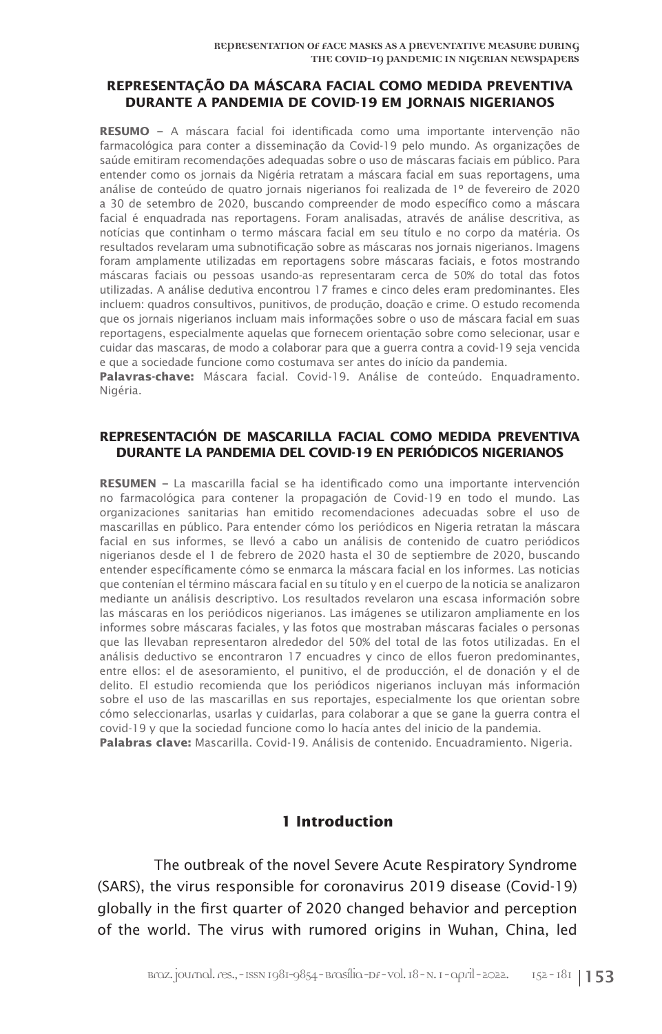**REPRESENTAÇÃO DA MÁSCARA FACIAL COMO MEDIDA PREVENTIVA DURANTE A PANDEMIA DE COVID-19 EM JORNAIS NIGERIANOS**

**RESUMO –** A máscara facial foi identificada como uma importante intervenção não farmacológica para conter a disseminação da Covid-19 pelo mundo. As organizações de saúde emitiram recomendações adequadas sobre o uso de máscaras faciais em público. Para entender como os jornais da Nigéria retratam a máscara facial em suas reportagens, uma análise de conteúdo de quatro jornais nigerianos foi realizada de 1º de fevereiro de 2020 a 30 de setembro de 2020, buscando compreender de modo específico como a máscara facial é enquadrada nas reportagens. Foram analisadas, através de análise descritiva, as notícias que continham o termo máscara facial em seu título e no corpo da matéria. Os resultados revelaram uma subnotificação sobre as máscaras nos jornais nigerianos. Imagens foram amplamente utilizadas em reportagens sobre máscaras faciais, e fotos mostrando máscaras faciais ou pessoas usando-as representaram cerca de 50% do total das fotos utilizadas. A análise dedutiva encontrou 17 frames e cinco deles eram predominantes. Eles incluem: quadros consultivos, punitivos, de produção, doação e crime. O estudo recomenda que os jornais nigerianos incluam mais informações sobre o uso de máscara facial em suas reportagens, especialmente aquelas que fornecem orientação sobre como selecionar, usar e cuidar das mascaras, de modo a colaborar para que a guerra contra a covid-19 seja vencida e que a sociedade funcione como costumava ser antes do início da pandemia.

**Palavras-chave:** Máscara facial. Covid-19. Análise de conteúdo. Enquadramento. Nigéria.

**REPRESENTACIÓN DE MASCARILLA FACIAL COMO MEDIDA PREVENTIVA DURANTE LA PANDEMIA DEL COVID-19 EN PERIÓDICOS NIGERIANOS**

**RESUMEN –** La mascarilla facial se ha identificado como una importante intervención no farmacológica para contener la propagación de Covid-19 en todo el mundo. Las organizaciones sanitarias han emitido recomendaciones adecuadas sobre el uso de mascarillas en público. Para entender cómo los periódicos en Nigeria retratan la máscara facial en sus informes, se llevó a cabo un análisis de contenido de cuatro periódicos nigerianos desde el 1 de febrero de 2020 hasta el 30 de septiembre de 2020, buscando entender específicamente cómo se enmarca la máscara facial en los informes. Las noticias que contenían el término máscara facial en su título y en el cuerpo de la noticia se analizaron mediante un análisis descriptivo. Los resultados revelaron una escasa información sobre las máscaras en los periódicos nigerianos. Las imágenes se utilizaron ampliamente en los informes sobre máscaras faciales, y las fotos que mostraban máscaras faciales o personas que las llevaban representaron alrededor del 50% del total de las fotos utilizadas. En el análisis deductivo se encontraron 17 encuadres y cinco de ellos fueron predominantes, entre ellos: el de asesoramiento, el punitivo, el de producción, el de donación y el de delito. El estudio recomienda que los periódicos nigerianos incluyan más información sobre el uso de las mascarillas en sus reportajes, especialmente los que orientan sobre cómo seleccionarlas, usarlas y cuidarlas, para colaborar a que se gane la guerra contra el covid-19 y que la sociedad funcione como lo hacía antes del inicio de la pandemia.

**Palabras clave:** Mascarilla. Covid-19. Análisis de contenido. Encuadramiento. Nigeria.

## 1 Introduction

The outbreak of the novel Severe Acute Respiratory Syndrome (SARS), the virus responsible for coronavirus 2019 disease (Covid-19) globally in the first quarter of 2020 changed behavior and perception of the world. The virus with rumored origins in Wuhan, China, led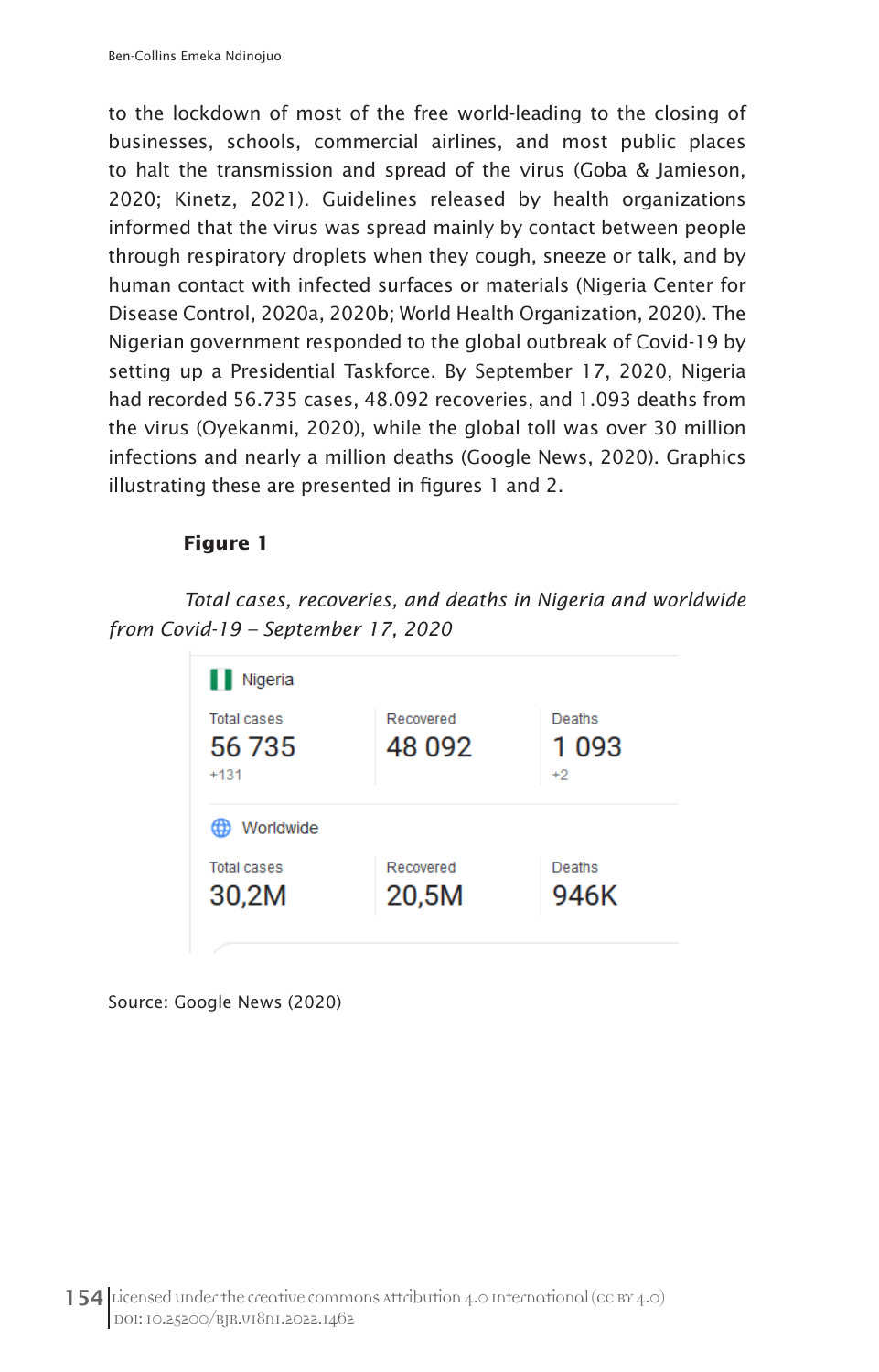to the lockdown of most of the free world-leading to the closing of businesses, schools, commercial airlines, and most public places to halt the transmission and spread of the virus (Goba & Jamieson, 2020; Kinetz, 2021). Guidelines released by health organizations informed that the virus was spread mainly by contact between people through respiratory droplets when they cough, sneeze or talk, and by human contact with infected surfaces or materials (Nigeria Center for Disease Control, 2020a, 2020b; World Health Organization, 2020). The Nigerian government responded to the global outbreak of Covid-19 by setting up a Presidential Taskforce. By September 17, 2020, Nigeria had recorded 56.735 cases, 48.092 recoveries, and 1.093 deaths from the virus (Oyekanmi, 2020), while the global toll was over 30 million infections and nearly a million deaths (Google News, 2020). Graphics illustrating these are presented in figures 1 and 2.

**Figure 1**

*Total cases, recoveries, and deaths in Nigeria and worldwide from Covid-19 – September 17, 2020*

**Nigeria**

| Total cases | Recovered | Deaths |
|---|---|---|
| 56 735 | 48 092 | 1 093 |
| +131 | | +2 |

**Worldwide**

| Total cases | Recovered | Deaths |
|---|---|---|
| 30,2M | 20,5M | 946K |

Source: Google News (2020)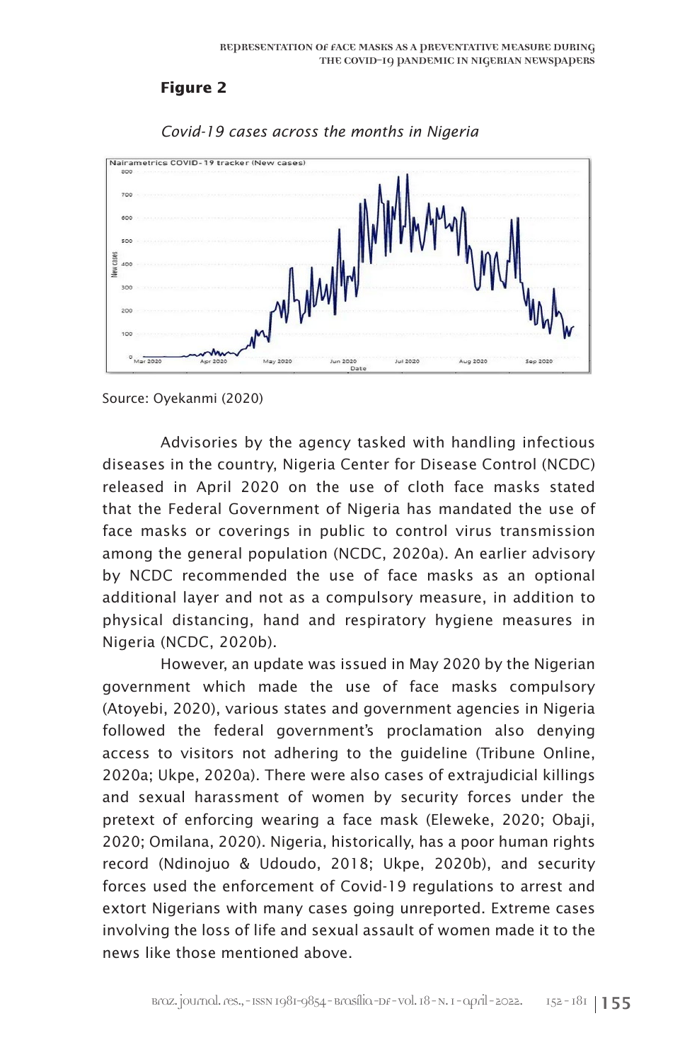**Figure 2**

*Covid-19 cases across the months in Nigeria*

Source: Oyekanmi (2020)

Advisories by the agency tasked with handling infectious diseases in the country, Nigeria Center for Disease Control (NCDC) released in April 2020 on the use of cloth face masks stated that the Federal Government of Nigeria has mandated the use of face masks or coverings in public to control virus transmission among the general population (NCDC, 2020a). An earlier advisory by NCDC recommended the use of face masks as an optional additional layer and not as a compulsory measure, in addition to physical distancing, hand and respiratory hygiene measures in Nigeria (NCDC, 2020b).

However, an update was issued in May 2020 by the Nigerian government which made the use of face masks compulsory (Atoyebi, 2020), various states and government agencies in Nigeria followed the federal government's proclamation also denying access to visitors not adhering to the guideline (Tribune Online, 2020a; Ukpe, 2020a). There were also cases of extrajudicial killings and sexual harassment of women by security forces under the pretext of enforcing wearing a face mask (Eleweke, 2020; Obaji, 2020; Omilana, 2020). Nigeria, historically, has a poor human rights record (Ndinojuo & Udoudo, 2018; Ukpe, 2020b), and security forces used the enforcement of Covid-19 regulations to arrest and extort Nigerians with many cases going unreported. Extreme cases involving the loss of life and sexual assault of women made it to the news like those mentioned above.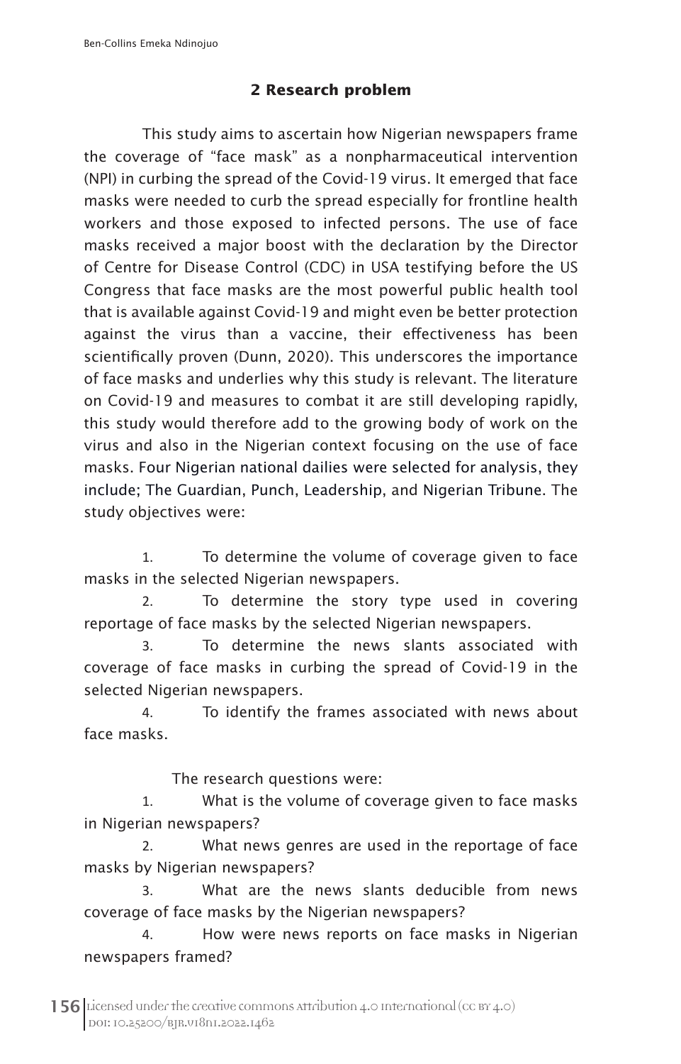## 2 Research problem

This study aims to ascertain how Nigerian newspapers frame the coverage of "face mask" as a nonpharmaceutical intervention (NPI) in curbing the spread of the Covid-19 virus. It emerged that face masks were needed to curb the spread especially for frontline health workers and those exposed to infected persons. The use of face masks received a major boost with the declaration by the Director of Centre for Disease Control (CDC) in USA testifying before the US Congress that face masks are the most powerful public health tool that is available against Covid-19 and might even be better protection against the virus than a vaccine, their effectiveness has been scientifically proven (Dunn, 2020). This underscores the importance of face masks and underlies why this study is relevant. The literature on Covid-19 and measures to combat it are still developing rapidly, this study would therefore add to the growing body of work on the virus and also in the Nigerian context focusing on the use of face masks. Four Nigerian national dailies were selected for analysis, they include; The Guardian, Punch, Leadership, and Nigerian Tribune. The study objectives were:

1. To determine the volume of coverage given to face masks in the selected Nigerian newspapers.
2. To determine the story type used in covering reportage of face masks by the selected Nigerian newspapers.
3. To determine the news slants associated with coverage of face masks in curbing the spread of Covid-19 in the selected Nigerian newspapers.
4. To identify the frames associated with news about face masks.

The research questions were:

1. What is the volume of coverage given to face masks in Nigerian newspapers?
2. What news genres are used in the reportage of face masks by Nigerian newspapers?
3. What are the news slants deducible from news coverage of face masks by the Nigerian newspapers?
4. How were news reports on face masks in Nigerian newspapers framed?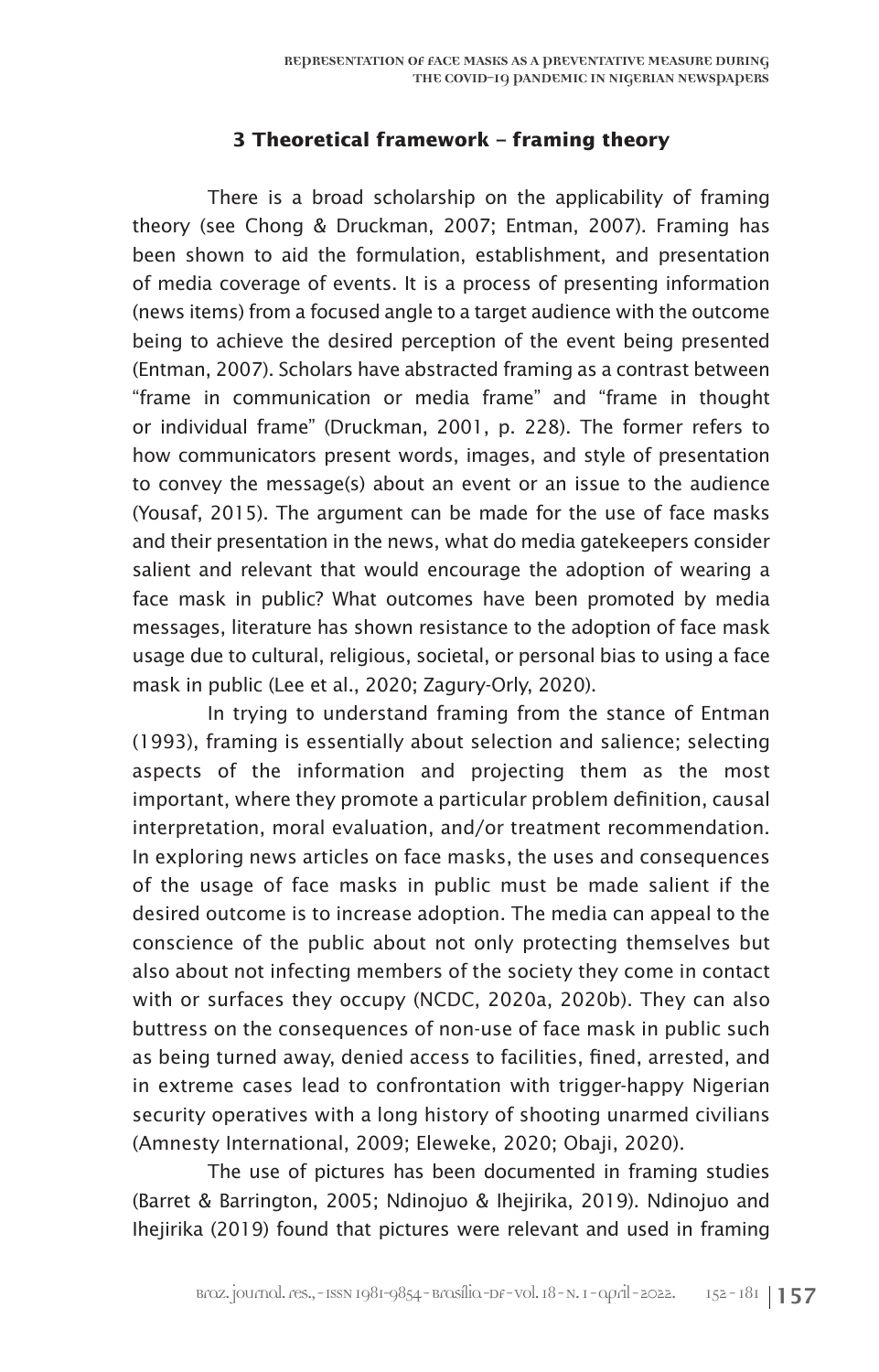## 3 Theoretical framework – framing theory

There is a broad scholarship on the applicability of framing theory (see Chong & Druckman, 2007; Entman, 2007). Framing has been shown to aid the formulation, establishment, and presentation of media coverage of events. It is a process of presenting information (news items) from a focused angle to a target audience with the outcome being to achieve the desired perception of the event being presented (Entman, 2007). Scholars have abstracted framing as a contrast between "frame in communication or media frame" and "frame in thought or individual frame" (Druckman, 2001, p. 228). The former refers to how communicators present words, images, and style of presentation to convey the message(s) about an event or an issue to the audience (Yousaf, 2015). The argument can be made for the use of face masks and their presentation in the news, what do media gatekeepers consider salient and relevant that would encourage the adoption of wearing a face mask in public? What outcomes have been promoted by media messages, literature has shown resistance to the adoption of face mask usage due to cultural, religious, societal, or personal bias to using a face mask in public (Lee et al., 2020; Zagury-Orly, 2020).

In trying to understand framing from the stance of Entman (1993), framing is essentially about selection and salience; selecting aspects of the information and projecting them as the most important, where they promote a particular problem definition, causal interpretation, moral evaluation, and/or treatment recommendation. In exploring news articles on face masks, the uses and consequences of the usage of face masks in public must be made salient if the desired outcome is to increase adoption. The media can appeal to the conscience of the public about not only protecting themselves but also about not infecting members of the society they come in contact with or surfaces they occupy (NCDC, 2020a, 2020b). They can also buttress on the consequences of non-use of face mask in public such as being turned away, denied access to facilities, fined, arrested, and in extreme cases lead to confrontation with trigger-happy Nigerian security operatives with a long history of shooting unarmed civilians (Amnesty International, 2009; Eleweke, 2020; Obaji, 2020).

The use of pictures has been documented in framing studies (Barret & Barrington, 2005; Ndinojuo & Ihejirika, 2019). Ndinojuo and Ihejirika (2019) found that pictures were relevant and used in framing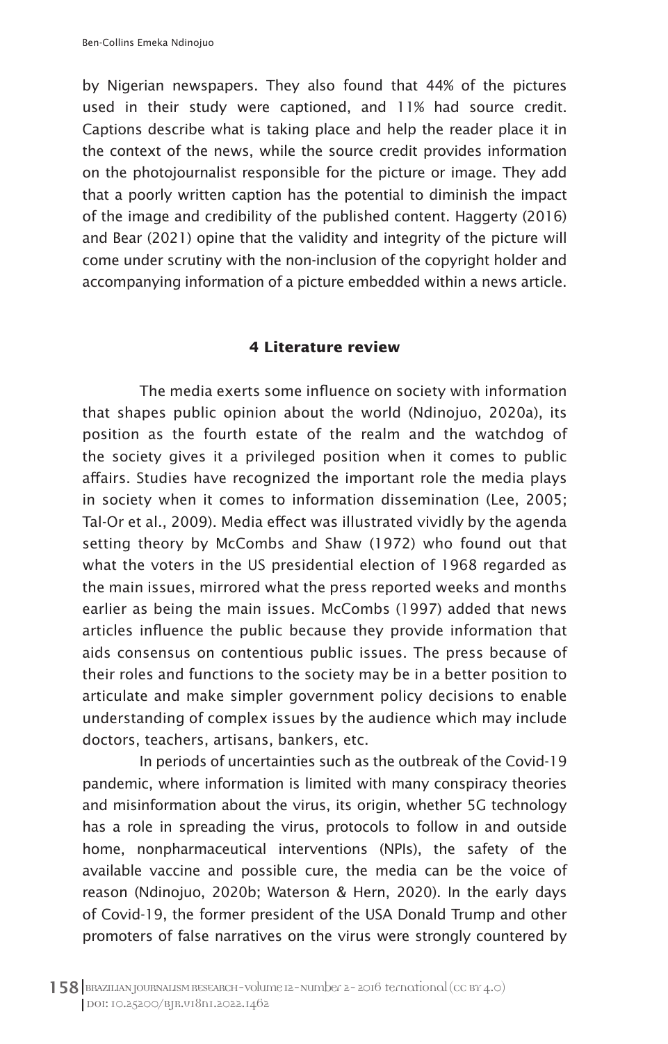by Nigerian newspapers. They also found that 44% of the pictures used in their study were captioned, and 11% had source credit. Captions describe what is taking place and help the reader place it in the context of the news, while the source credit provides information on the photojournalist responsible for the picture or image. They add that a poorly written caption has the potential to diminish the impact of the image and credibility of the published content. Haggerty (2016) and Bear (2021) opine that the validity and integrity of the picture will come under scrutiny with the non-inclusion of the copyright holder and accompanying information of a picture embedded within a news article.

## 4 Literature review

The media exerts some influence on society with information that shapes public opinion about the world (Ndinojuo, 2020a), its position as the fourth estate of the realm and the watchdog of the society gives it a privileged position when it comes to public affairs. Studies have recognized the important role the media plays in society when it comes to information dissemination (Lee, 2005; Tal-Or et al., 2009). Media effect was illustrated vividly by the agenda setting theory by McCombs and Shaw (1972) who found out that what the voters in the US presidential election of 1968 regarded as the main issues, mirrored what the press reported weeks and months earlier as being the main issues. McCombs (1997) added that news articles influence the public because they provide information that aids consensus on contentious public issues. The press because of their roles and functions to the society may be in a better position to articulate and make simpler government policy decisions to enable understanding of complex issues by the audience which may include doctors, teachers, artisans, bankers, etc.

In periods of uncertainties such as the outbreak of the Covid-19 pandemic, where information is limited with many conspiracy theories and misinformation about the virus, its origin, whether 5G technology has a role in spreading the virus, protocols to follow in and outside home, nonpharmaceutical interventions (NPIs), the safety of the available vaccine and possible cure, the media can be the voice of reason (Ndinojuo, 2020b; Waterson & Hern, 2020). In the early days of Covid-19, the former president of the USA Donald Trump and other promoters of false narratives on the virus were strongly countered by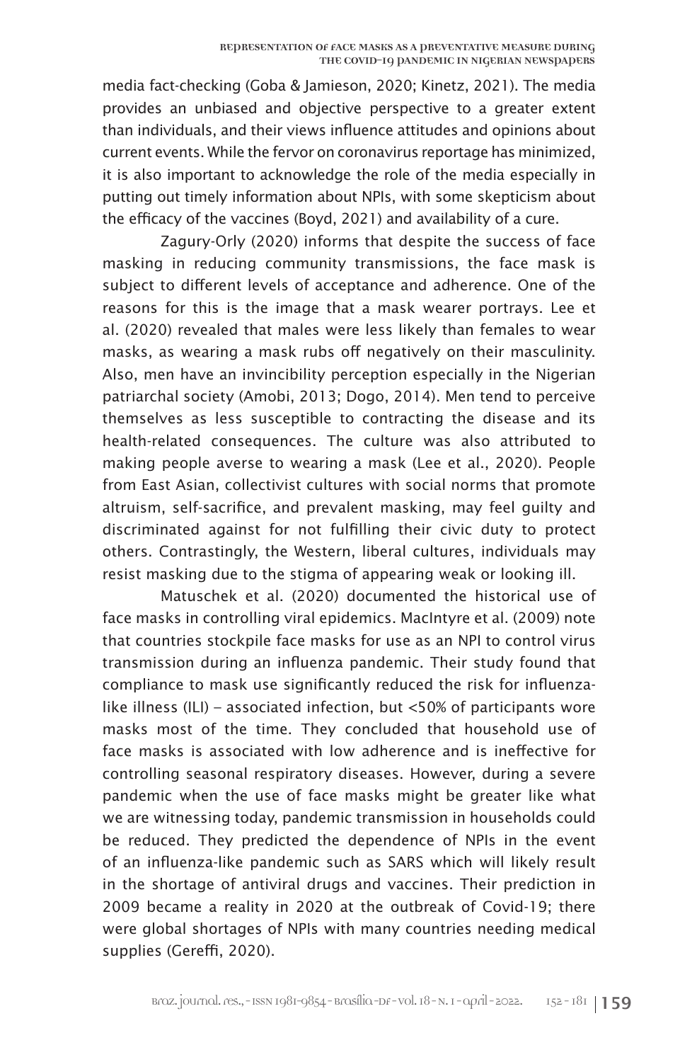media fact-checking (Goba & Jamieson, 2020; Kinetz, 2021). The media provides an unbiased and objective perspective to a greater extent than individuals, and their views influence attitudes and opinions about current events. While the fervor on coronavirus reportage has minimized, it is also important to acknowledge the role of the media especially in putting out timely information about NPIs, with some skepticism about the efficacy of the vaccines (Boyd, 2021) and availability of a cure.

Zagury-Orly (2020) informs that despite the success of face masking in reducing community transmissions, the face mask is subject to different levels of acceptance and adherence. One of the reasons for this is the image that a mask wearer portrays. Lee et al. (2020) revealed that males were less likely than females to wear masks, as wearing a mask rubs off negatively on their masculinity. Also, men have an invincibility perception especially in the Nigerian patriarchal society (Amobi, 2013; Dogo, 2014). Men tend to perceive themselves as less susceptible to contracting the disease and its health-related consequences. The culture was also attributed to making people averse to wearing a mask (Lee et al., 2020). People from East Asian, collectivist cultures with social norms that promote altruism, self-sacrifice, and prevalent masking, may feel guilty and discriminated against for not fulfilling their civic duty to protect others. Contrastingly, the Western, liberal cultures, individuals may resist masking due to the stigma of appearing weak or looking ill.

Matuschek et al. (2020) documented the historical use of face masks in controlling viral epidemics. MacIntyre et al. (2009) note that countries stockpile face masks for use as an NPI to control virus transmission during an influenza pandemic. Their study found that compliance to mask use significantly reduced the risk for influenza-like illness (ILI) – associated infection, but <50% of participants wore masks most of the time. They concluded that household use of face masks is associated with low adherence and is ineffective for controlling seasonal respiratory diseases. However, during a severe pandemic when the use of face masks might be greater like what we are witnessing today, pandemic transmission in households could be reduced. They predicted the dependence of NPIs in the event of an influenza-like pandemic such as SARS which will likely result in the shortage of antiviral drugs and vaccines. Their prediction in 2009 became a reality in 2020 at the outbreak of Covid-19; there were global shortages of NPIs with many countries needing medical supplies (Gereffi, 2020).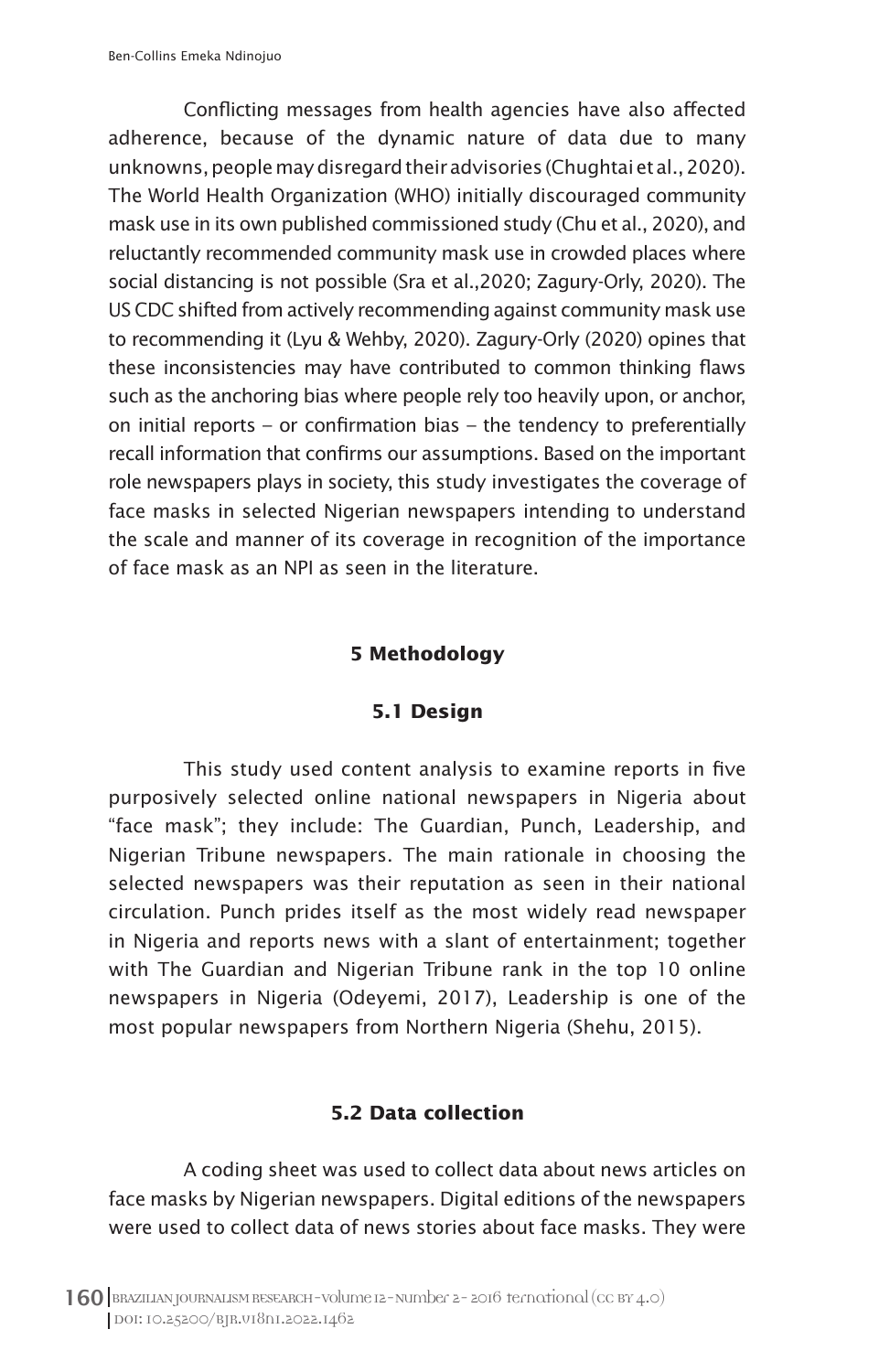Conflicting messages from health agencies have also affected adherence, because of the dynamic nature of data due to many unknowns, people may disregard their advisories (Chughtai et al., 2020). The World Health Organization (WHO) initially discouraged community mask use in its own published commissioned study (Chu et al., 2020), and reluctantly recommended community mask use in crowded places where social distancing is not possible (Sra et al.,2020; Zagury-Orly, 2020). The US CDC shifted from actively recommending against community mask use to recommending it (Lyu & Wehby, 2020). Zagury-Orly (2020) opines that these inconsistencies may have contributed to common thinking flaws such as the anchoring bias where people rely too heavily upon, or anchor, on initial reports – or confirmation bias – the tendency to preferentially recall information that confirms our assumptions. Based on the important role newspapers plays in society, this study investigates the coverage of face masks in selected Nigerian newspapers intending to understand the scale and manner of its coverage in recognition of the importance of face mask as an NPI as seen in the literature.

## 5 Methodology

### 5.1 Design

This study used content analysis to examine reports in five purposively selected online national newspapers in Nigeria about "face mask"; they include: The Guardian, Punch, Leadership, and Nigerian Tribune newspapers. The main rationale in choosing the selected newspapers was their reputation as seen in their national circulation. Punch prides itself as the most widely read newspaper in Nigeria and reports news with a slant of entertainment; together with The Guardian and Nigerian Tribune rank in the top 10 online newspapers in Nigeria (Odeyemi, 2017), Leadership is one of the most popular newspapers from Northern Nigeria (Shehu, 2015).

### 5.2 Data collection

A coding sheet was used to collect data about news articles on face masks by Nigerian newspapers. Digital editions of the newspapers were used to collect data of news stories about face masks. They were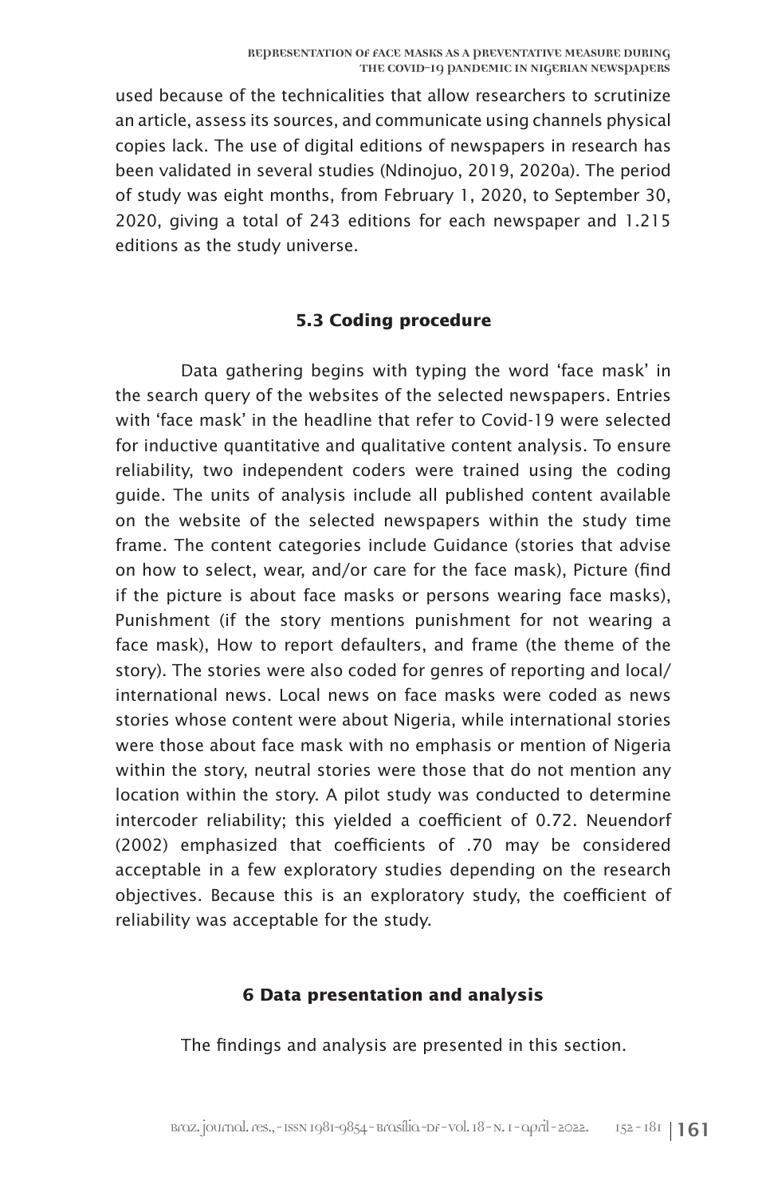used because of the technicalities that allow researchers to scrutinize an article, assess its sources, and communicate using channels physical copies lack. The use of digital editions of newspapers in research has been validated in several studies (Ndinojuo, 2019, 2020a). The period of study was eight months, from February 1, 2020, to September 30, 2020, giving a total of 243 editions for each newspaper and 1.215 editions as the study universe.

### 5.3 Coding procedure

Data gathering begins with typing the word 'face mask' in the search query of the websites of the selected newspapers. Entries with 'face mask' in the headline that refer to Covid-19 were selected for inductive quantitative and qualitative content analysis. To ensure reliability, two independent coders were trained using the coding guide. The units of analysis include all published content available on the website of the selected newspapers within the study time frame. The content categories include Guidance (stories that advise on how to select, wear, and/or care for the face mask), Picture (find if the picture is about face masks or persons wearing face masks), Punishment (if the story mentions punishment for not wearing a face mask), How to report defaulters, and frame (the theme of the story). The stories were also coded for genres of reporting and local/international news. Local news on face masks were coded as news stories whose content were about Nigeria, while international stories were those about face mask with no emphasis or mention of Nigeria within the story, neutral stories were those that do not mention any location within the story. A pilot study was conducted to determine intercoder reliability; this yielded a coefficient of 0.72. Neuendorf (2002) emphasized that coefficients of .70 may be considered acceptable in a few exploratory studies depending on the research objectives. Because this is an exploratory study, the coefficient of reliability was acceptable for the study.

## 6 Data presentation and analysis

The findings and analysis are presented in this section.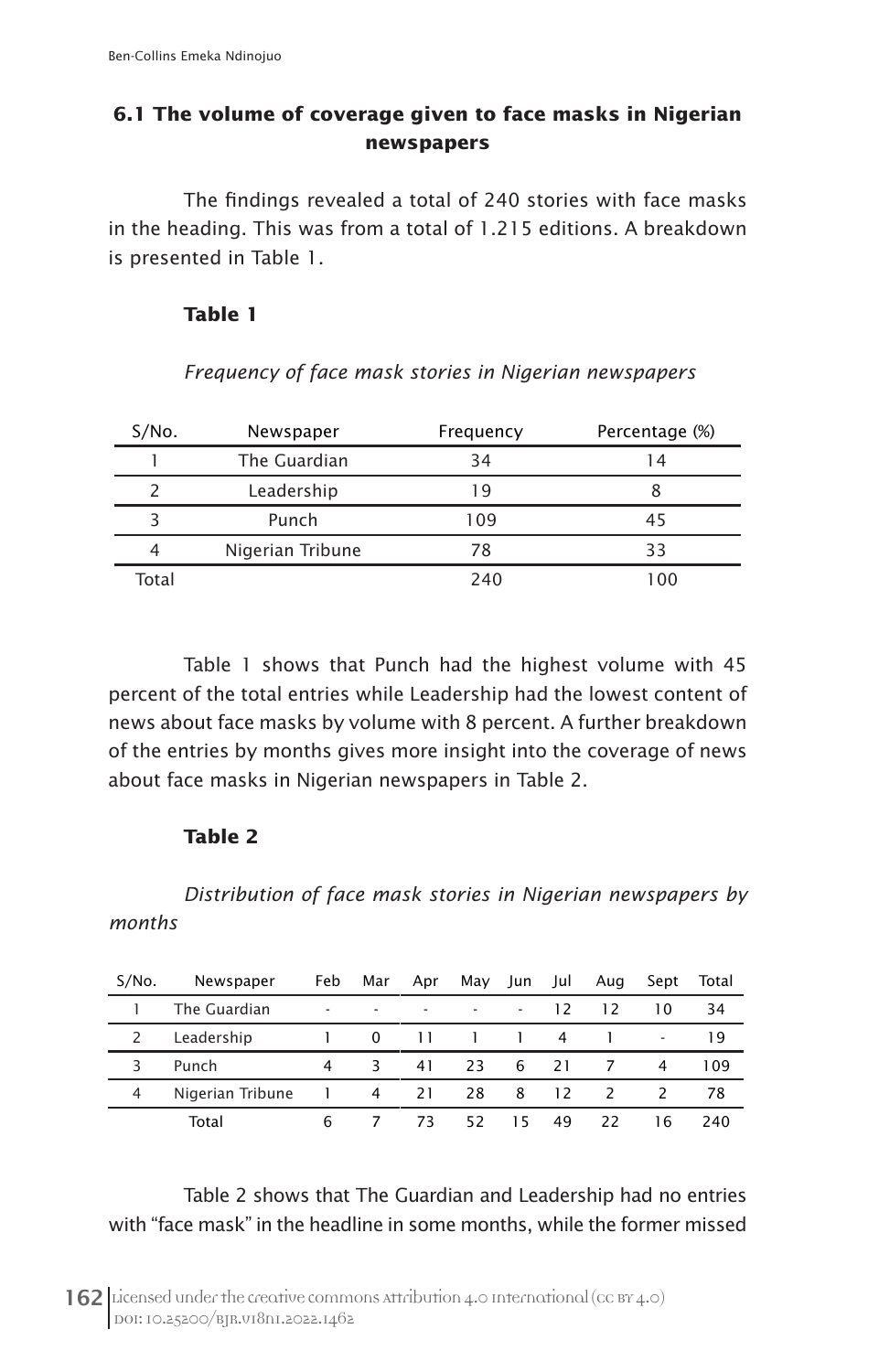### 6.1 The volume of coverage given to face masks in Nigerian newspapers

The findings revealed a total of 240 stories with face masks in the heading. This was from a total of 1.215 editions. A breakdown is presented in Table 1.

**Table 1**

*Frequency of face mask stories in Nigerian newspapers*

| S/No. | Newspaper | Frequency | Percentage (%) |
|---|---|---|---|
| 1 | The Guardian | 34 | 14 |
| 2 | Leadership | 19 | 8 |
| 3 | Punch | 109 | 45 |
| 4 | Nigerian Tribune | 78 | 33 |
| Total | | 240 | 100 |

Table 1 shows that Punch had the highest volume with 45 percent of the total entries while Leadership had the lowest content of news about face masks by volume with 8 percent. A further breakdown of the entries by months gives more insight into the coverage of news about face masks in Nigerian newspapers in Table 2.

**Table 2**

*Distribution of face mask stories in Nigerian newspapers by months*

| S/No. | Newspaper | Feb | Mar | Apr | May | Jun | Jul | Aug | Sept | Total |
|---|---|---|---|---|---|---|---|---|---|---|
| 1 | The Guardian | - | - | - | - | - | 12 | 12 | 10 | 34 |
| 2 | Leadership | 1 | 0 | 11 | 1 | 1 | 4 | 1 | - | 19 |
| 3 | Punch | 4 | 3 | 41 | 23 | 6 | 21 | 7 | 4 | 109 |
| 4 | Nigerian Tribune | 1 | 4 | 21 | 28 | 8 | 12 | 2 | 2 | 78 |
| | Total | 6 | 7 | 73 | 52 | 15 | 49 | 22 | 16 | 240 |

Table 2 shows that The Guardian and Leadership had no entries with "face mask" in the headline in some months, while the former missed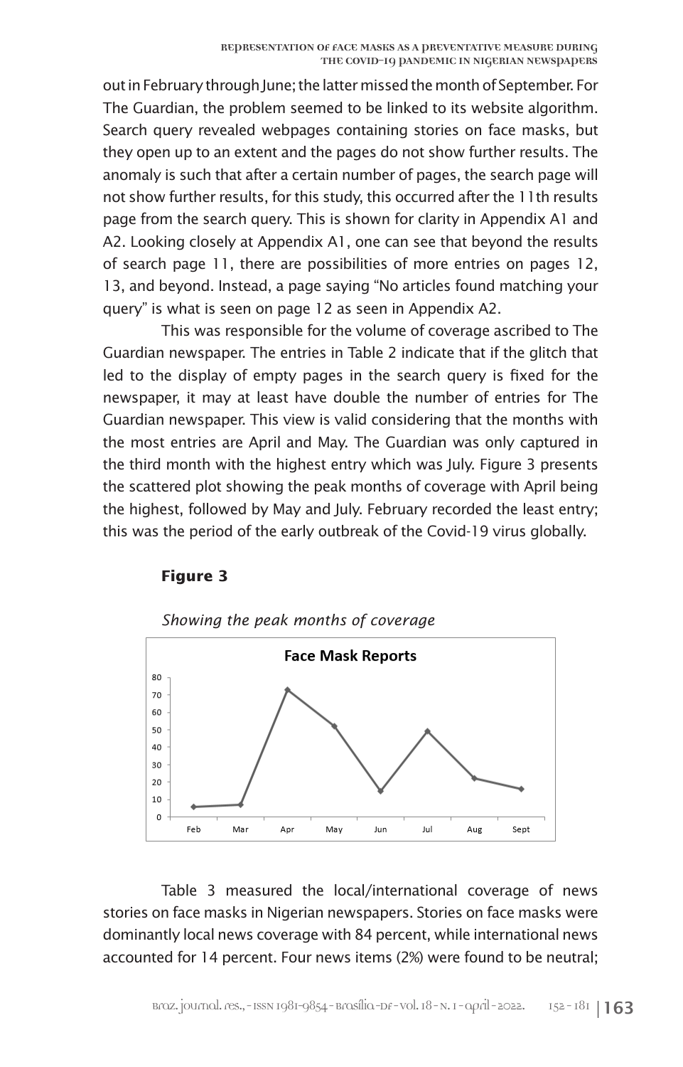out in February through June; the latter missed the month of September. For The Guardian, the problem seemed to be linked to its website algorithm. Search query revealed webpages containing stories on face masks, but they open up to an extent and the pages do not show further results. The anomaly is such that after a certain number of pages, the search page will not show further results, for this study, this occurred after the 11th results page from the search query. This is shown for clarity in Appendix A1 and A2. Looking closely at Appendix A1, one can see that beyond the results of search page 11, there are possibilities of more entries on pages 12, 13, and beyond. Instead, a page saying "No articles found matching your query" is what is seen on page 12 as seen in Appendix A2.

This was responsible for the volume of coverage ascribed to The Guardian newspaper. The entries in Table 2 indicate that if the glitch that led to the display of empty pages in the search query is fixed for the newspaper, it may at least have double the number of entries for The Guardian newspaper. This view is valid considering that the months with the most entries are April and May. The Guardian was only captured in the third month with the highest entry which was July. Figure 3 presents the scattered plot showing the peak months of coverage with April being the highest, followed by May and July. February recorded the least entry; this was the period of the early outbreak of the Covid-19 virus globally.

**Figure 3**

*Showing the peak months of coverage*

**Face Mask Reports**

Feb Mar Apr May Jun Jul Aug Sept

Table 3 measured the local/international coverage of news stories on face masks in Nigerian newspapers. Stories on face masks were dominantly local news coverage with 84 percent, while international news accounted for 14 percent. Four news items (2%) were found to be neutral;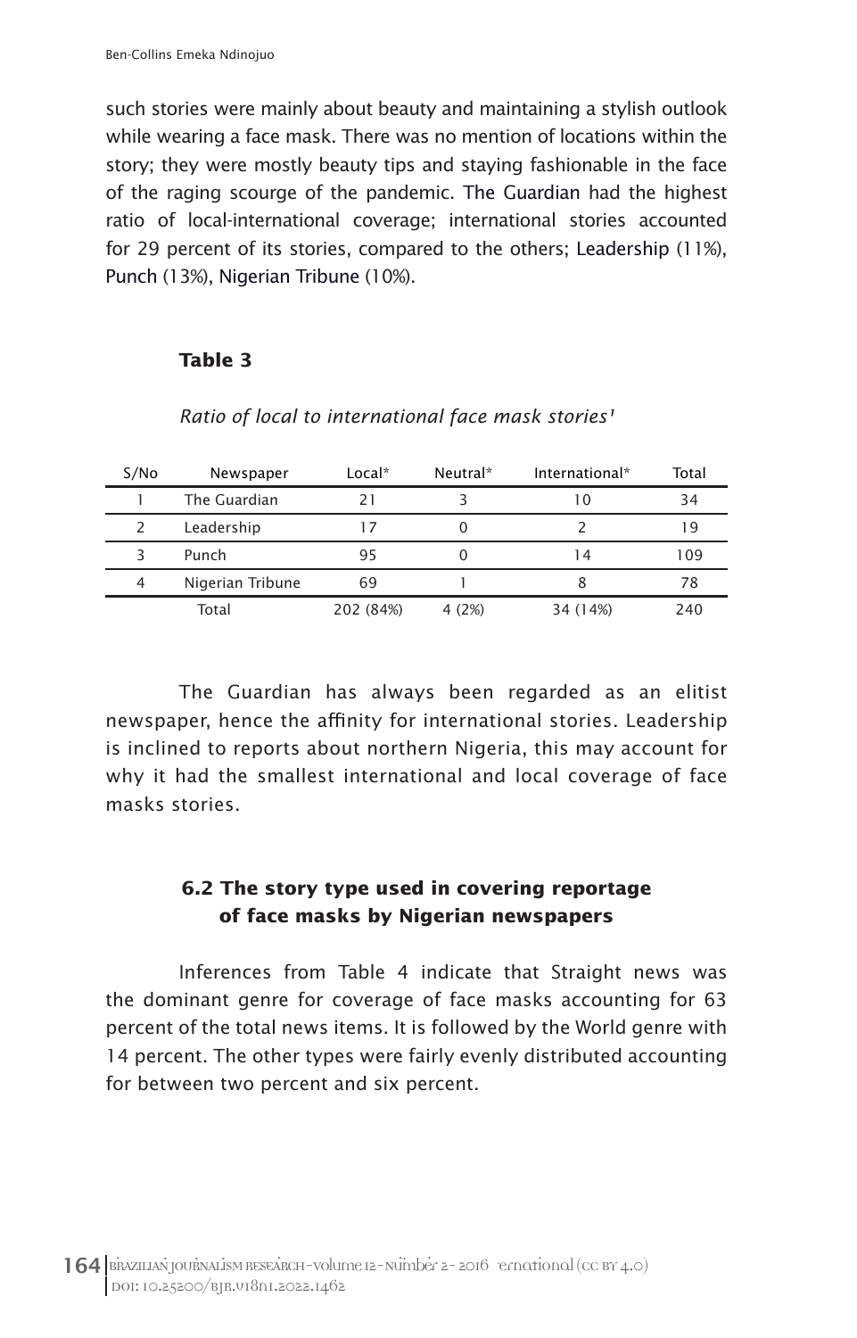such stories were mainly about beauty and maintaining a stylish outlook while wearing a face mask. There was no mention of locations within the story; they were mostly beauty tips and staying fashionable in the face of the raging scourge of the pandemic. The Guardian had the highest ratio of local-international coverage; international stories accounted for 29 percent of its stories, compared to the others; Leadership (11%), Punch (13%), Nigerian Tribune (10%).

**Table 3**

*Ratio of local to international face mask stories*[1]

| S/No | Newspaper | Local* | Neutral* | International* | Total |
|---|---|---|---|---|---|
| 1 | The Guardian | 21 | 3 | 10 | 34 |
| 2 | Leadership | 17 | 0 | 2 | 19 |
| 3 | Punch | 95 | 0 | 14 | 109 |
| 4 | Nigerian Tribune | 69 | 1 | 8 | 78 |
| | Total | 202 (84%) | 4 (2%) | 34 (14%) | 240 |

The Guardian has always been regarded as an elitist newspaper, hence the affinity for international stories. Leadership is inclined to reports about northern Nigeria, this may account for why it had the smallest international and local coverage of face masks stories.

### 6.2 The story type used in covering reportage of face masks by Nigerian newspapers

Inferences from Table 4 indicate that Straight news was the dominant genre for coverage of face masks accounting for 63 percent of the total news items. It is followed by the World genre with 14 percent. The other types were fairly evenly distributed accounting for between two percent and six percent.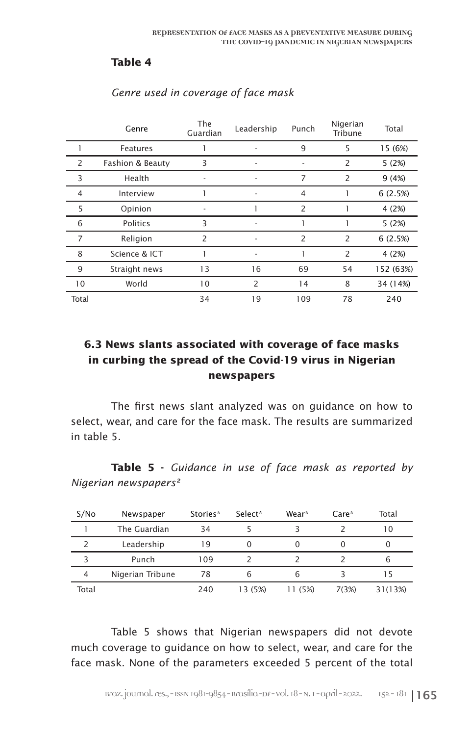**Table 4**

*Genre used in coverage of face mask*

| | Genre | The Guardian | Leadership | Punch | Nigerian Tribune | Total |
|---|---|---|---|---|---|---|
| 1 | Features | 1 | - | 9 | 5 | 15 (6%) |
| 2 | Fashion & Beauty | 3 | - | - | 2 | 5 (2%) |
| 3 | Health | - | - | 7 | 2 | 9 (4%) |
| 4 | Interview | 1 | - | 4 | 1 | 6 (2.5%) |
| 5 | Opinion | - | 1 | 2 | 1 | 4 (2%) |
| 6 | Politics | 3 | - | 1 | 1 | 5 (2%) |
| 7 | Religion | 2 | - | 2 | 2 | 6 (2.5%) |
| 8 | Science & ICT | 1 | - | 1 | 2 | 4 (2%) |
| 9 | Straight news | 13 | 16 | 69 | 54 | 152 (63%) |
| 10 | World | 10 | 2 | 14 | 8 | 34 (14%) |
| Total | | 34 | 19 | 109 | 78 | 240 |

### 6.3 News slants associated with coverage of face masks in curbing the spread of the Covid-19 virus in Nigerian newspapers

The first news slant analyzed was on guidance on how to select, wear, and care for the face mask. The results are summarized in table 5.

**Table 5** - *Guidance in use of face mask as reported by Nigerian newspapers*[2]

| S/No | Newspaper | Stories* | Select* | Wear* | Care* | Total |
|---|---|---|---|---|---|---|
| 1 | The Guardian | 34 | 5 | 3 | 2 | 10 |
| 2 | Leadership | 19 | 0 | 0 | 0 | 0 |
| 3 | Punch | 109 | 2 | 2 | 2 | 6 |
| 4 | Nigerian Tribune | 78 | 6 | 6 | 3 | 15 |
| Total | | 240 | 13 (5%) | 11 (5%) | 7(3%) | 31(13%) |

Table 5 shows that Nigerian newspapers did not devote much coverage to guidance on how to select, wear, and care for the face mask. None of the parameters exceeded 5 percent of the total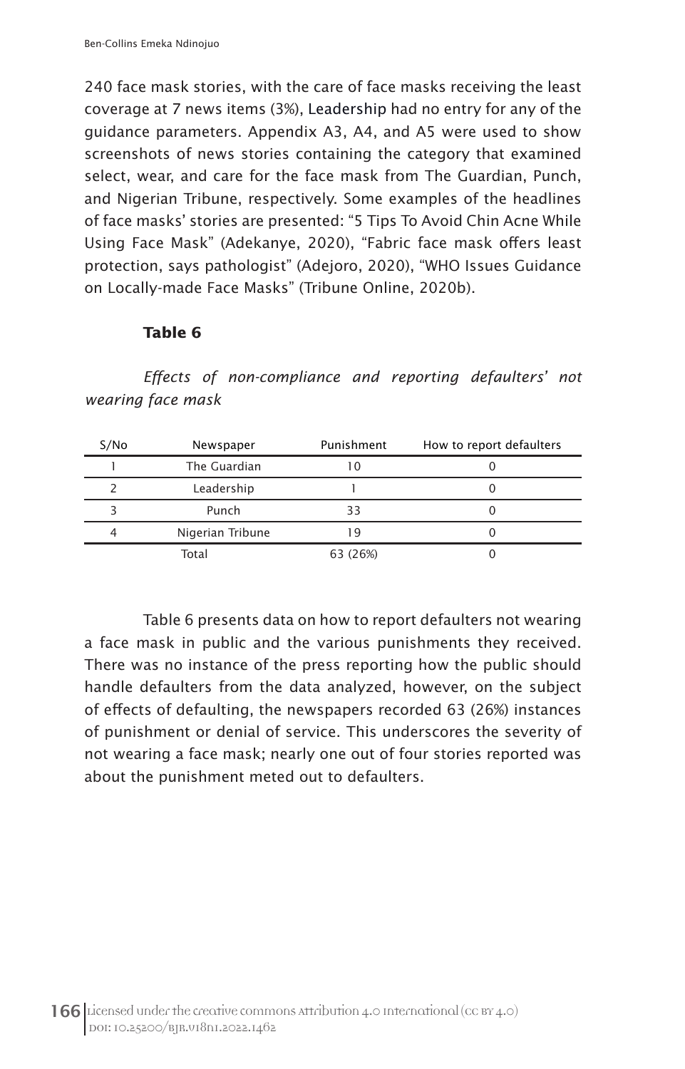240 face mask stories, with the care of face masks receiving the least coverage at 7 news items (3%), Leadership had no entry for any of the guidance parameters. Appendix A3, A4, and A5 were used to show screenshots of news stories containing the category that examined select, wear, and care for the face mask from The Guardian, Punch, and Nigerian Tribune, respectively. Some examples of the headlines of face masks' stories are presented: "5 Tips To Avoid Chin Acne While Using Face Mask" (Adekanye, 2020), "Fabric face mask offers least protection, says pathologist" (Adejoro, 2020), "WHO Issues Guidance on Locally-made Face Masks" (Tribune Online, 2020b).

**Table 6**

*Effects of non-compliance and reporting defaulters' not wearing face mask*

| S/No | Newspaper | Punishment | How to report defaulters |
|---|---|---|---|
| 1 | The Guardian | 10 | 0 |
| 2 | Leadership | 1 | 0 |
| 3 | Punch | 33 | 0 |
| 4 | Nigerian Tribune | 19 | 0 |
| | Total | 63 (26%) | 0 |

Table 6 presents data on how to report defaulters not wearing a face mask in public and the various punishments they received. There was no instance of the press reporting how the public should handle defaulters from the data analyzed, however, on the subject of effects of defaulting, the newspapers recorded 63 (26%) instances of punishment or denial of service. This underscores the severity of not wearing a face mask; nearly one out of four stories reported was about the punishment meted out to defaulters.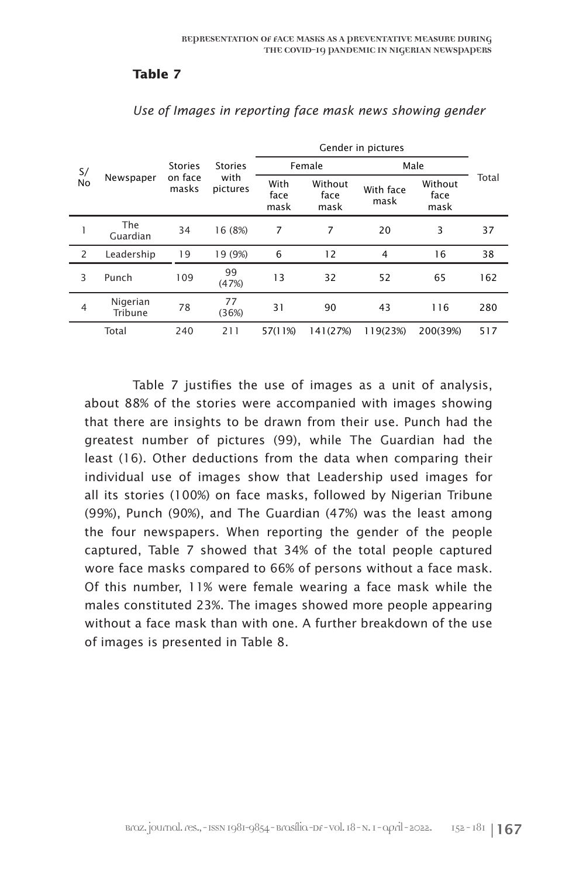**Table 7**

*Use of Images in reporting face mask news showing gender*

| S/No | Newspaper | Stories on face masks | Stories with pictures | Gender in pictures | | | | Total |
|---|---|---|---|---|---|---|---|---|
| | | | | Female | | Male | | |
| | | | | With face mask | Without face mask | With face mask | Without face mask | |
| 1 | The Guardian | 34 | 16 (8%) | 7 | 7 | 20 | 3 | 37 |
| 2 | Leadership | 19 | 19 (9%) | 6 | 12 | 4 | 16 | 38 |
| 3 | Punch | 109 | 99 (47%) | 13 | 32 | 52 | 65 | 162 |
| 4 | Nigerian Tribune | 78 | 77 (36%) | 31 | 90 | 43 | 116 | 280 |
| | Total | 240 | 211 | 57(11%) | 141(27%) | 119(23%) | 200(39%) | 517 |

Table 7 justifies the use of images as a unit of analysis, about 88% of the stories were accompanied with images showing that there are insights to be drawn from their use. Punch had the greatest number of pictures (99), while The Guardian had the least (16). Other deductions from the data when comparing their individual use of images show that Leadership used images for all its stories (100%) on face masks, followed by Nigerian Tribune (99%), Punch (90%), and The Guardian (47%) was the least among the four newspapers. When reporting the gender of the people captured, Table 7 showed that 34% of the total people captured wore face masks compared to 66% of persons without a face mask. Of this number, 11% were female wearing a face mask while the males constituted 23%. The images showed more people appearing without a face mask than with one. A further breakdown of the use of images is presented in Table 8.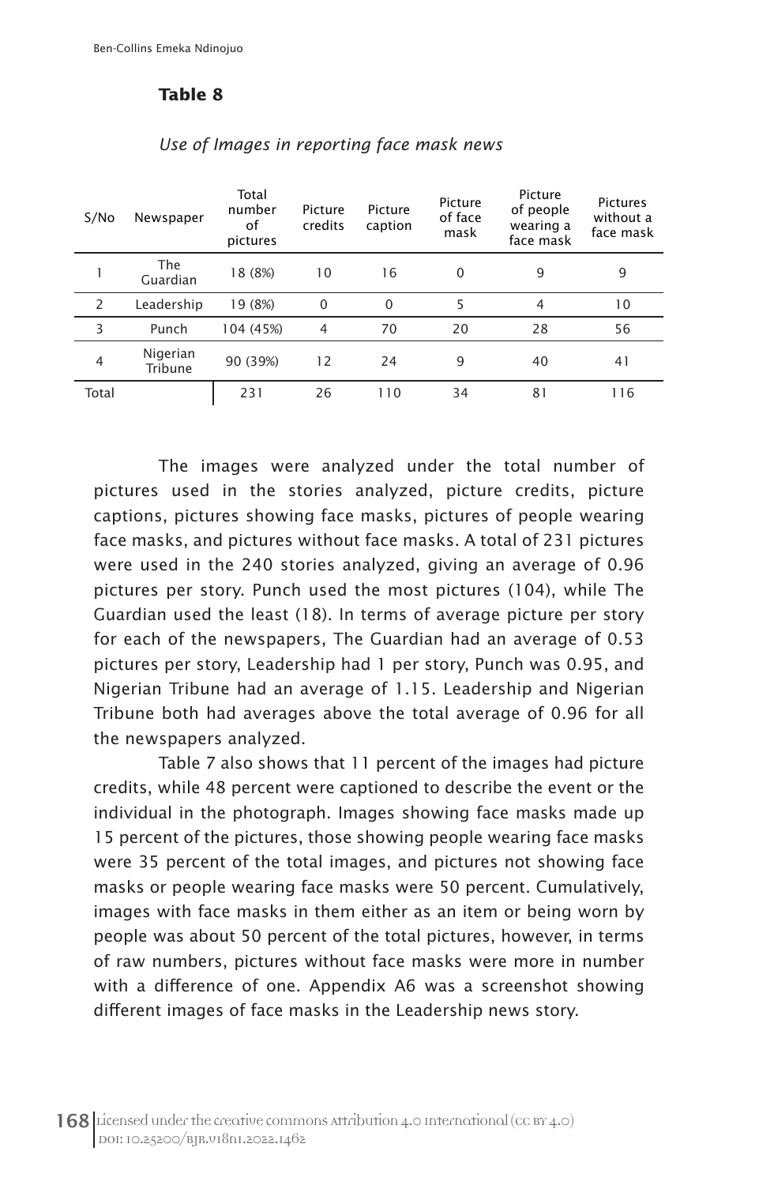**Table 8**

*Use of Images in reporting face mask news*

| S/No | Newspaper | Total number of pictures | Picture credits | Picture caption | Picture of face mask | Picture of people wearing a face mask | Pictures without a face mask |
|---|---|---|---|---|---|---|---|
| 1 | The Guardian | 18 (8%) | 10 | 16 | 0 | 9 | 9 |
| 2 | Leadership | 19 (8%) | 0 | 0 | 5 | 4 | 10 |
| 3 | Punch | 104 (45%) | 4 | 70 | 20 | 28 | 56 |
| 4 | Nigerian Tribune | 90 (39%) | 12 | 24 | 9 | 40 | 41 |
| Total | | 231 | 26 | 110 | 34 | 81 | 116 |

The images were analyzed under the total number of pictures used in the stories analyzed, picture credits, picture captions, pictures showing face masks, pictures of people wearing face masks, and pictures without face masks. A total of 231 pictures were used in the 240 stories analyzed, giving an average of 0.96 pictures per story. Punch used the most pictures (104), while The Guardian used the least (18). In terms of average picture per story for each of the newspapers, The Guardian had an average of 0.53 pictures per story, Leadership had 1 per story, Punch was 0.95, and Nigerian Tribune had an average of 1.15. Leadership and Nigerian Tribune both had averages above the total average of 0.96 for all the newspapers analyzed.

Table 7 also shows that 11 percent of the images had picture credits, while 48 percent were captioned to describe the event or the individual in the photograph. Images showing face masks made up 15 percent of the pictures, those showing people wearing face masks were 35 percent of the total images, and pictures not showing face masks or people wearing face masks were 50 percent. Cumulatively, images with face masks in them either as an item or being worn by people was about 50 percent of the total pictures, however, in terms of raw numbers, pictures without face masks were more in number with a difference of one. Appendix A6 was a screenshot showing different images of face masks in the Leadership news story.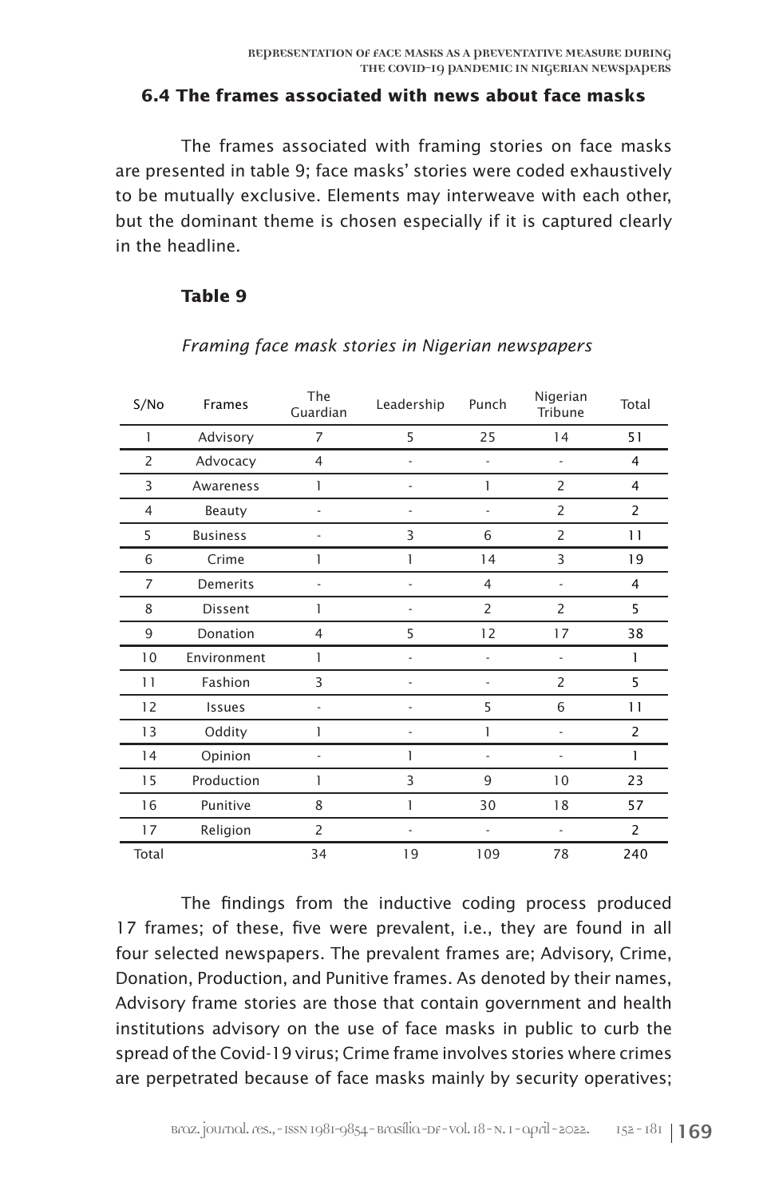### 6.4 The frames associated with news about face masks

The frames associated with framing stories on face masks are presented in table 9; face masks' stories were coded exhaustively to be mutually exclusive. Elements may interweave with each other, but the dominant theme is chosen especially if it is captured clearly in the headline.

**Table 9**

*Framing face mask stories in Nigerian newspapers*

| S/No | Frames | The Guardian | Leadership | Punch | Nigerian Tribune | Total |
|---|---|---|---|---|---|---|
| 1 | Advisory | 7 | 5 | 25 | 14 | 51 |
| 2 | Advocacy | 4 | - | - | - | 4 |
| 3 | Awareness | 1 | - | 1 | 2 | 4 |
| 4 | Beauty | - | - | - | 2 | 2 |
| 5 | Business | - | 3 | 6 | 2 | 11 |
| 6 | Crime | 1 | 1 | 14 | 3 | 19 |
| 7 | Demerits | - | - | 4 | - | 4 |
| 8 | Dissent | 1 | - | 2 | 2 | 5 |
| 9 | Donation | 4 | 5 | 12 | 17 | 38 |
| 10 | Environment | 1 | - | - | - | 1 |
| 11 | Fashion | 3 | - | - | 2 | 5 |
| 12 | Issues | - | - | 5 | 6 | 11 |
| 13 | Oddity | 1 | - | 1 | - | 2 |
| 14 | Opinion | - | 1 | - | - | 1 |
| 15 | Production | 1 | 3 | 9 | 10 | 23 |
| 16 | Punitive | 8 | 1 | 30 | 18 | 57 |
| 17 | Religion | 2 | - | - | - | 2 |
| Total | | 34 | 19 | 109 | 78 | 240 |

The findings from the inductive coding process produced 17 frames; of these, five were prevalent, i.e., they are found in all four selected newspapers. The prevalent frames are; Advisory, Crime, Donation, Production, and Punitive frames. As denoted by their names, Advisory frame stories are those that contain government and health institutions advisory on the use of face masks in public to curb the spread of the Covid-19 virus; Crime frame involves stories where crimes are perpetrated because of face masks mainly by security operatives;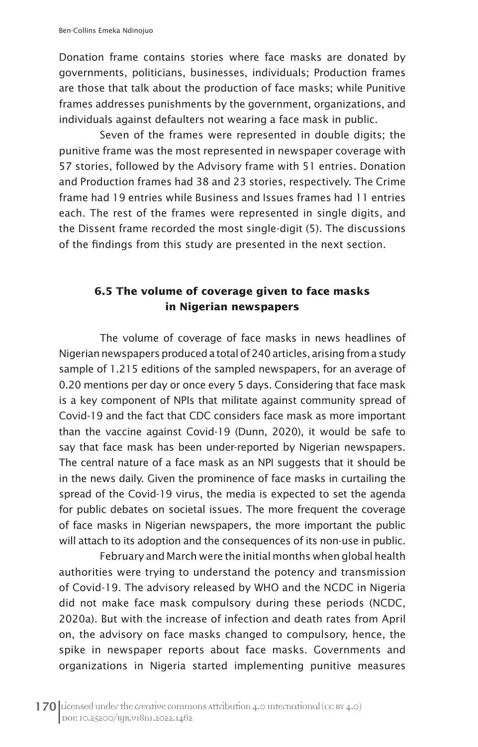Donation frame contains stories where face masks are donated by governments, politicians, businesses, individuals; Production frames are those that talk about the production of face masks; while Punitive frames addresses punishments by the government, organizations, and individuals against defaulters not wearing a face mask in public.

Seven of the frames were represented in double digits; the punitive frame was the most represented in newspaper coverage with 57 stories, followed by the Advisory frame with 51 entries. Donation and Production frames had 38 and 23 stories, respectively. The Crime frame had 19 entries while Business and Issues frames had 11 entries each. The rest of the frames were represented in single digits, and the Dissent frame recorded the most single-digit (5). The discussions of the findings from this study are presented in the next section.

### 6.5 The volume of coverage given to face masks in Nigerian newspapers

The volume of coverage of face masks in news headlines of Nigerian newspapers produced a total of 240 articles, arising from a study sample of 1.215 editions of the sampled newspapers, for an average of 0.20 mentions per day or once every 5 days. Considering that face mask is a key component of NPIs that militate against community spread of Covid-19 and the fact that CDC considers face mask as more important than the vaccine against Covid-19 (Dunn, 2020), it would be safe to say that face mask has been under-reported by Nigerian newspapers. The central nature of a face mask as an NPI suggests that it should be in the news daily. Given the prominence of face masks in curtailing the spread of the Covid-19 virus, the media is expected to set the agenda for public debates on societal issues. The more frequent the coverage of face masks in Nigerian newspapers, the more important the public will attach to its adoption and the consequences of its non-use in public.

February and March were the initial months when global health authorities were trying to understand the potency and transmission of Covid-19. The advisory released by WHO and the NCDC in Nigeria did not make face mask compulsory during these periods (NCDC, 2020a). But with the increase of infection and death rates from April on, the advisory on face masks changed to compulsory, hence, the spike in newspaper reports about face masks. Governments and organizations in Nigeria started implementing punitive measures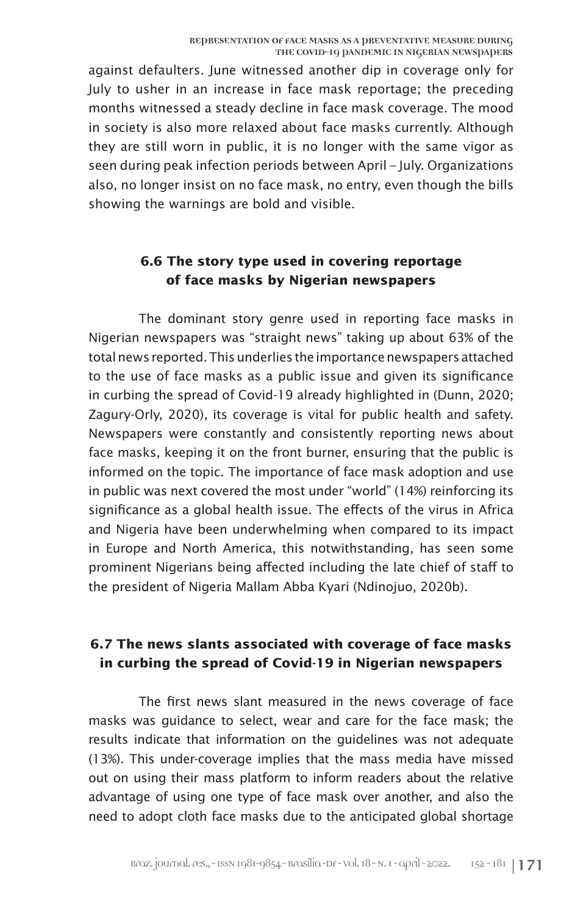against defaulters. June witnessed another dip in coverage only for July to usher in an increase in face mask reportage; the preceding months witnessed a steady decline in face mask coverage. The mood in society is also more relaxed about face masks currently. Although they are still worn in public, it is no longer with the same vigor as seen during peak infection periods between April – July. Organizations also, no longer insist on no face mask, no entry, even though the bills showing the warnings are bold and visible.

### 6.6 The story type used in covering reportage of face masks by Nigerian newspapers

The dominant story genre used in reporting face masks in Nigerian newspapers was "straight news" taking up about 63% of the total news reported. This underlies the importance newspapers attached to the use of face masks as a public issue and given its significance in curbing the spread of Covid-19 already highlighted in (Dunn, 2020; Zagury-Orly, 2020), its coverage is vital for public health and safety. Newspapers were constantly and consistently reporting news about face masks, keeping it on the front burner, ensuring that the public is informed on the topic. The importance of face mask adoption and use in public was next covered the most under "world" (14%) reinforcing its significance as a global health issue. The effects of the virus in Africa and Nigeria have been underwhelming when compared to its impact in Europe and North America, this notwithstanding, has seen some prominent Nigerians being affected including the late chief of staff to the president of Nigeria Mallam Abba Kyari (Ndinojuo, 2020b).

### 6.7 The news slants associated with coverage of face masks in curbing the spread of Covid-19 in Nigerian newspapers

The first news slant measured in the news coverage of face masks was guidance to select, wear and care for the face mask; the results indicate that information on the guidelines was not adequate (13%). This under-coverage implies that the mass media have missed out on using their mass platform to inform readers about the relative advantage of using one type of face mask over another, and also the need to adopt cloth face masks due to the anticipated global shortage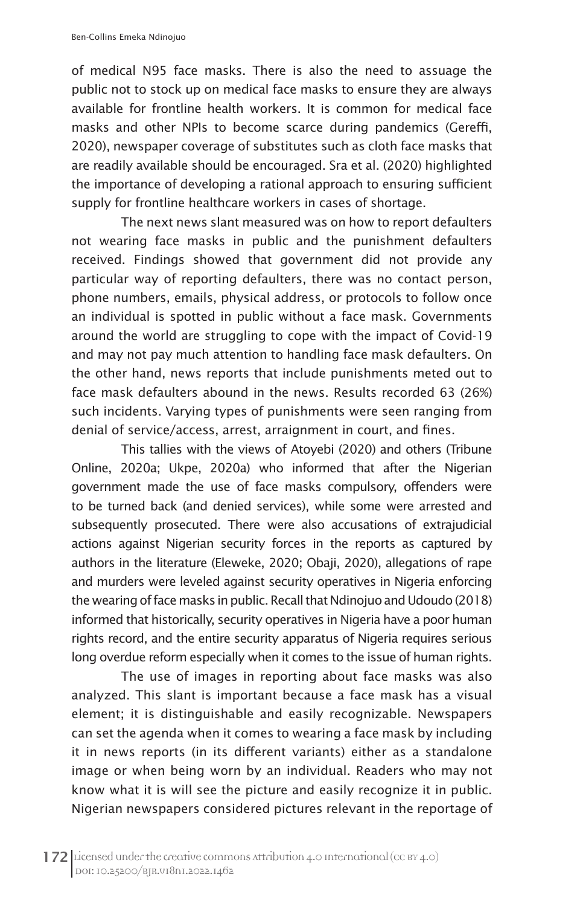of medical N95 face masks. There is also the need to assuage the public not to stock up on medical face masks to ensure they are always available for frontline health workers. It is common for medical face masks and other NPIs to become scarce during pandemics (Gereffi, 2020), newspaper coverage of substitutes such as cloth face masks that are readily available should be encouraged. Sra et al. (2020) highlighted the importance of developing a rational approach to ensuring sufficient supply for frontline healthcare workers in cases of shortage.

The next news slant measured was on how to report defaulters not wearing face masks in public and the punishment defaulters received. Findings showed that government did not provide any particular way of reporting defaulters, there was no contact person, phone numbers, emails, physical address, or protocols to follow once an individual is spotted in public without a face mask. Governments around the world are struggling to cope with the impact of Covid-19 and may not pay much attention to handling face mask defaulters. On the other hand, news reports that include punishments meted out to face mask defaulters abound in the news. Results recorded 63 (26%) such incidents. Varying types of punishments were seen ranging from denial of service/access, arrest, arraignment in court, and fines.

This tallies with the views of Atoyebi (2020) and others (Tribune Online, 2020a; Ukpe, 2020a) who informed that after the Nigerian government made the use of face masks compulsory, offenders were to be turned back (and denied services), while some were arrested and subsequently prosecuted. There were also accusations of extrajudicial actions against Nigerian security forces in the reports as captured by authors in the literature (Eleweke, 2020; Obaji, 2020), allegations of rape and murders were leveled against security operatives in Nigeria enforcing the wearing of face masks in public. Recall that Ndinojuo and Udoudo (2018) informed that historically, security operatives in Nigeria have a poor human rights record, and the entire security apparatus of Nigeria requires serious long overdue reform especially when it comes to the issue of human rights.

The use of images in reporting about face masks was also analyzed. This slant is important because a face mask has a visual element; it is distinguishable and easily recognizable. Newspapers can set the agenda when it comes to wearing a face mask by including it in news reports (in its different variants) either as a standalone image or when being worn by an individual. Readers who may not know what it is will see the picture and easily recognize it in public. Nigerian newspapers considered pictures relevant in the reportage of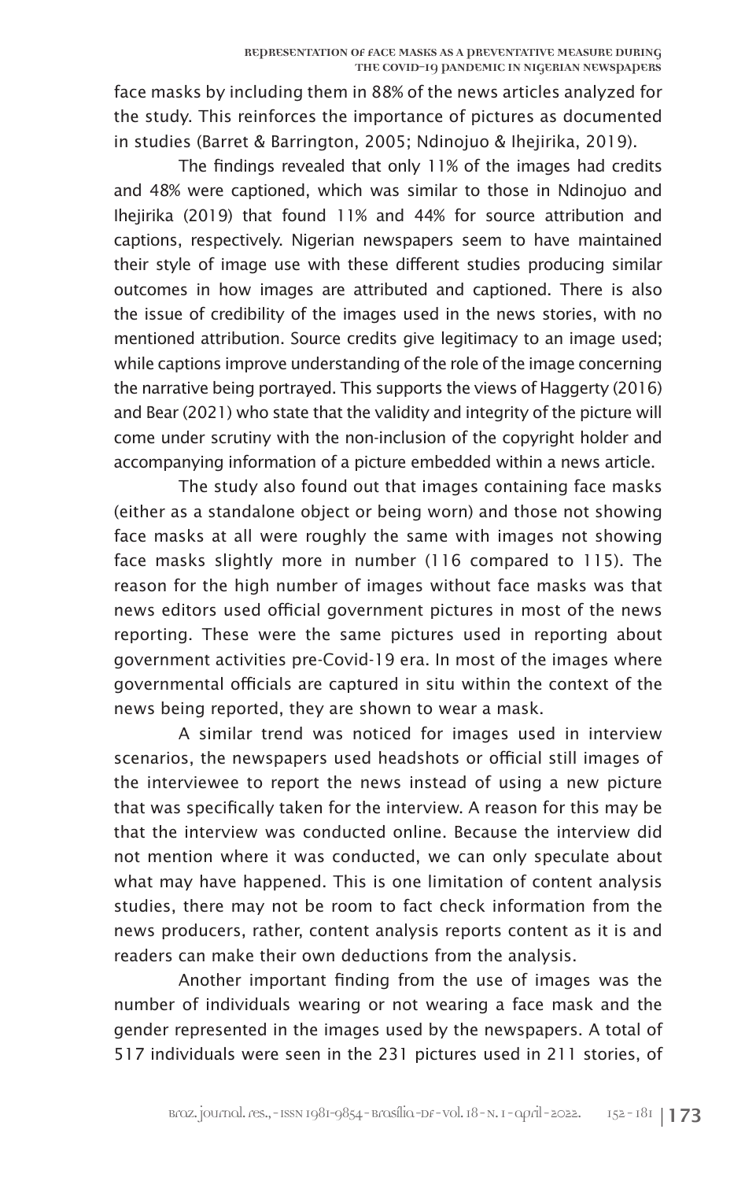face masks by including them in 88% of the news articles analyzed for the study. This reinforces the importance of pictures as documented in studies (Barret & Barrington, 2005; Ndinojuo & Ihejirika, 2019).

The findings revealed that only 11% of the images had credits and 48% were captioned, which was similar to those in Ndinojuo and Ihejirika (2019) that found 11% and 44% for source attribution and captions, respectively. Nigerian newspapers seem to have maintained their style of image use with these different studies producing similar outcomes in how images are attributed and captioned. There is also the issue of credibility of the images used in the news stories, with no mentioned attribution. Source credits give legitimacy to an image used; while captions improve understanding of the role of the image concerning the narrative being portrayed. This supports the views of Haggerty (2016) and Bear (2021) who state that the validity and integrity of the picture will come under scrutiny with the non-inclusion of the copyright holder and accompanying information of a picture embedded within a news article.

The study also found out that images containing face masks (either as a standalone object or being worn) and those not showing face masks at all were roughly the same with images not showing face masks slightly more in number (116 compared to 115). The reason for the high number of images without face masks was that news editors used official government pictures in most of the news reporting. These were the same pictures used in reporting about government activities pre-Covid-19 era. In most of the images where governmental officials are captured in situ within the context of the news being reported, they are shown to wear a mask.

A similar trend was noticed for images used in interview scenarios, the newspapers used headshots or official still images of the interviewee to report the news instead of using a new picture that was specifically taken for the interview. A reason for this may be that the interview was conducted online. Because the interview did not mention where it was conducted, we can only speculate about what may have happened. This is one limitation of content analysis studies, there may not be room to fact check information from the news producers, rather, content analysis reports content as it is and readers can make their own deductions from the analysis.

Another important finding from the use of images was the number of individuals wearing or not wearing a face mask and the gender represented in the images used by the newspapers. A total of 517 individuals were seen in the 231 pictures used in 211 stories, of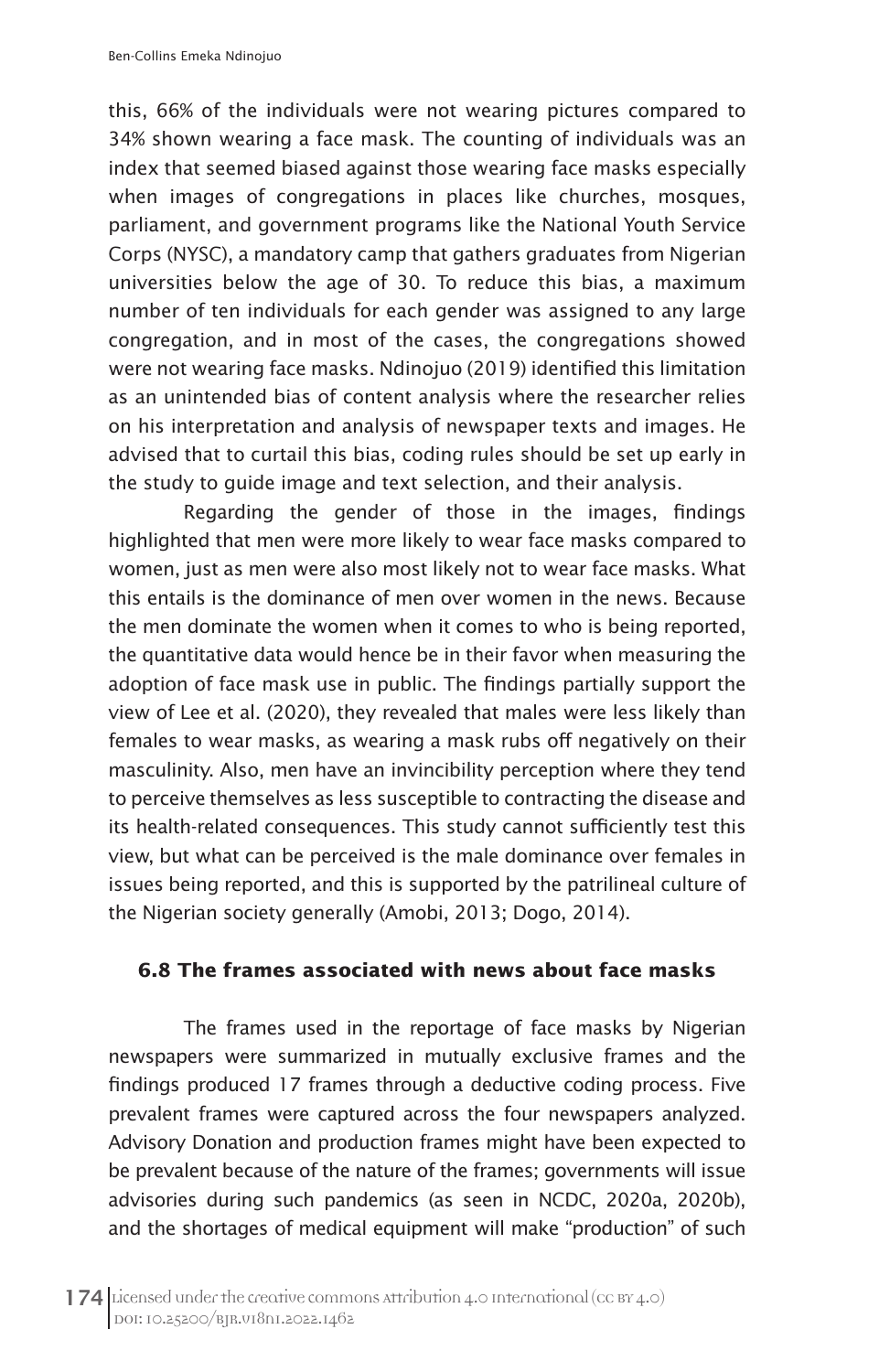this, 66% of the individuals were not wearing pictures compared to 34% shown wearing a face mask. The counting of individuals was an index that seemed biased against those wearing face masks especially when images of congregations in places like churches, mosques, parliament, and government programs like the National Youth Service Corps (NYSC), a mandatory camp that gathers graduates from Nigerian universities below the age of 30. To reduce this bias, a maximum number of ten individuals for each gender was assigned to any large congregation, and in most of the cases, the congregations showed were not wearing face masks. Ndinojuo (2019) identified this limitation as an unintended bias of content analysis where the researcher relies on his interpretation and analysis of newspaper texts and images. He advised that to curtail this bias, coding rules should be set up early in the study to guide image and text selection, and their analysis.

Regarding the gender of those in the images, findings highlighted that men were more likely to wear face masks compared to women, just as men were also most likely not to wear face masks. What this entails is the dominance of men over women in the news. Because the men dominate the women when it comes to who is being reported, the quantitative data would hence be in their favor when measuring the adoption of face mask use in public. The findings partially support the view of Lee et al. (2020), they revealed that males were less likely than females to wear masks, as wearing a mask rubs off negatively on their masculinity. Also, men have an invincibility perception where they tend to perceive themselves as less susceptible to contracting the disease and its health-related consequences. This study cannot sufficiently test this view, but what can be perceived is the male dominance over females in issues being reported, and this is supported by the patrilineal culture of the Nigerian society generally (Amobi, 2013; Dogo, 2014).

### 6.8 The frames associated with news about face masks

The frames used in the reportage of face masks by Nigerian newspapers were summarized in mutually exclusive frames and the findings produced 17 frames through a deductive coding process. Five prevalent frames were captured across the four newspapers analyzed. Advisory Donation and production frames might have been expected to be prevalent because of the nature of the frames; governments will issue advisories during such pandemics (as seen in NCDC, 2020a, 2020b), and the shortages of medical equipment will make "production" of such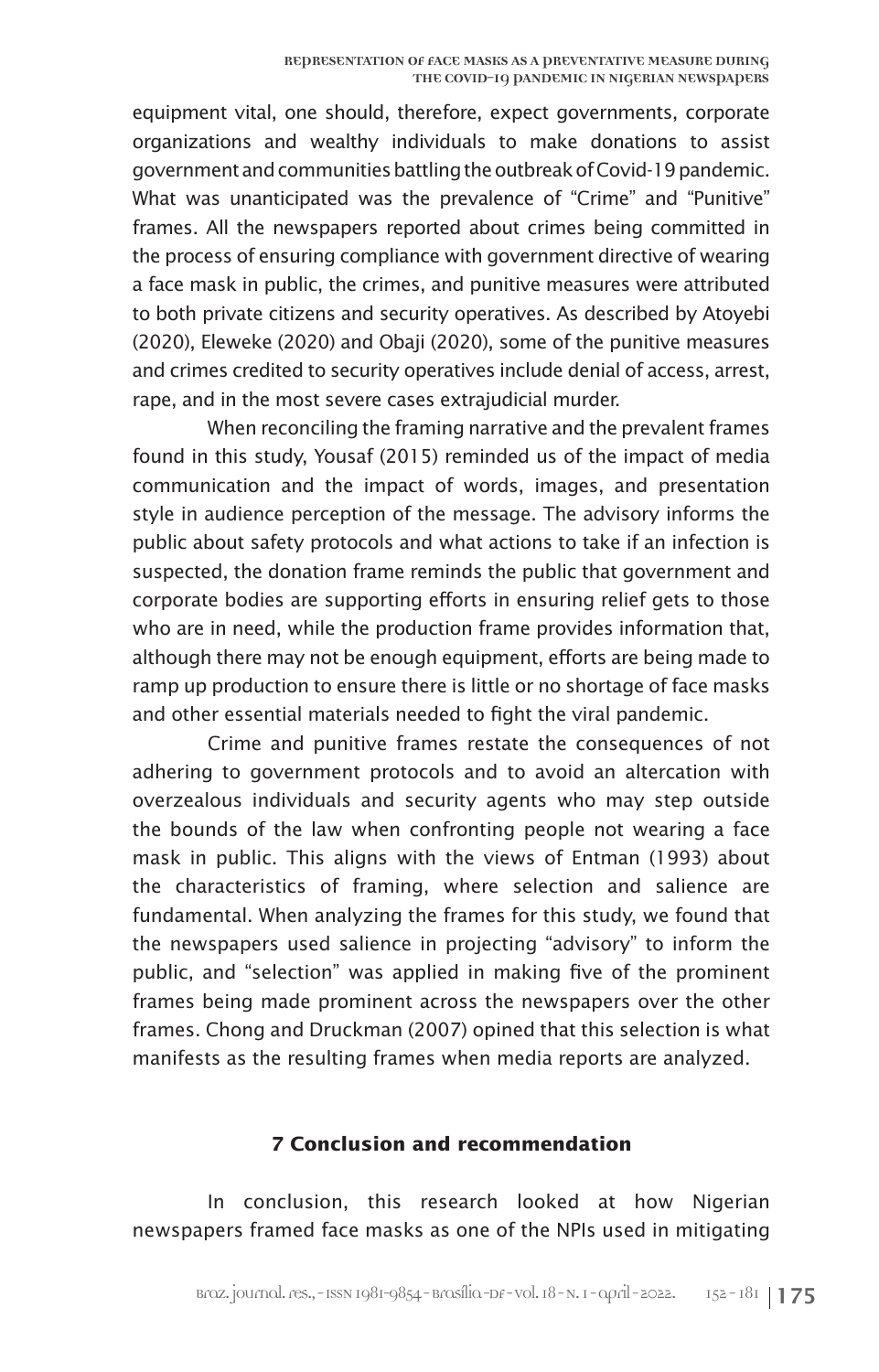equipment vital, one should, therefore, expect governments, corporate organizations and wealthy individuals to make donations to assist government and communities battling the outbreak of Covid-19 pandemic. What was unanticipated was the prevalence of "Crime" and "Punitive" frames. All the newspapers reported about crimes being committed in the process of ensuring compliance with government directive of wearing a face mask in public, the crimes, and punitive measures were attributed to both private citizens and security operatives. As described by Atoyebi (2020), Eleweke (2020) and Obaji (2020), some of the punitive measures and crimes credited to security operatives include denial of access, arrest, rape, and in the most severe cases extrajudicial murder.

When reconciling the framing narrative and the prevalent frames found in this study, Yousaf (2015) reminded us of the impact of media communication and the impact of words, images, and presentation style in audience perception of the message. The advisory informs the public about safety protocols and what actions to take if an infection is suspected, the donation frame reminds the public that government and corporate bodies are supporting efforts in ensuring relief gets to those who are in need, while the production frame provides information that, although there may not be enough equipment, efforts are being made to ramp up production to ensure there is little or no shortage of face masks and other essential materials needed to fight the viral pandemic.

Crime and punitive frames restate the consequences of not adhering to government protocols and to avoid an altercation with overzealous individuals and security agents who may step outside the bounds of the law when confronting people not wearing a face mask in public. This aligns with the views of Entman (1993) about the characteristics of framing, where selection and salience are fundamental. When analyzing the frames for this study, we found that the newspapers used salience in projecting "advisory" to inform the public, and "selection" was applied in making five of the prominent frames being made prominent across the newspapers over the other frames. Chong and Druckman (2007) opined that this selection is what manifests as the resulting frames when media reports are analyzed.

## 7 Conclusion and recommendation

In conclusion, this research looked at how Nigerian newspapers framed face masks as one of the NPIs used in mitigating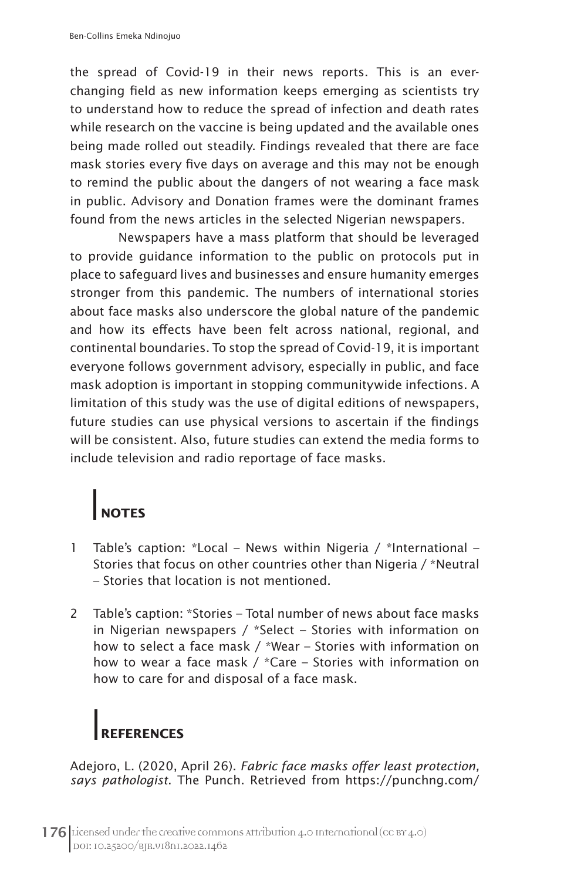the spread of Covid-19 in their news reports. This is an ever-changing field as new information keeps emerging as scientists try to understand how to reduce the spread of infection and death rates while research on the vaccine is being updated and the available ones being made rolled out steadily. Findings revealed that there are face mask stories every five days on average and this may not be enough to remind the public about the dangers of not wearing a face mask in public. Advisory and Donation frames were the dominant frames found from the news articles in the selected Nigerian newspapers.

Newspapers have a mass platform that should be leveraged to provide guidance information to the public on protocols put in place to safeguard lives and businesses and ensure humanity emerges stronger from this pandemic. The numbers of international stories about face masks also underscore the global nature of the pandemic and how its effects have been felt across national, regional, and continental boundaries. To stop the spread of Covid-19, it is important everyone follows government advisory, especially in public, and face mask adoption is important in stopping communitywide infections. A limitation of this study was the use of digital editions of newspapers, future studies can use physical versions to ascertain if the findings will be consistent. Also, future studies can extend the media forms to include television and radio reportage of face masks.

## NOTES

1. Table's caption: *Local – News within Nigeria / *International – Stories that focus on other countries other than Nigeria / *Neutral – Stories that location is not mentioned.
2. Table's caption: *Stories – Total number of news about face masks in Nigerian newspapers / *Select – Stories with information on how to select a face mask / *Wear – Stories with information on how to wear a face mask / *Care – Stories with information on how to care for and disposal of a face mask.

## REFERENCES

Adejoro, L. (2020, April 26). *Fabric face masks offer least protection, says pathologist*. The Punch. Retrieved from https://punchng.com/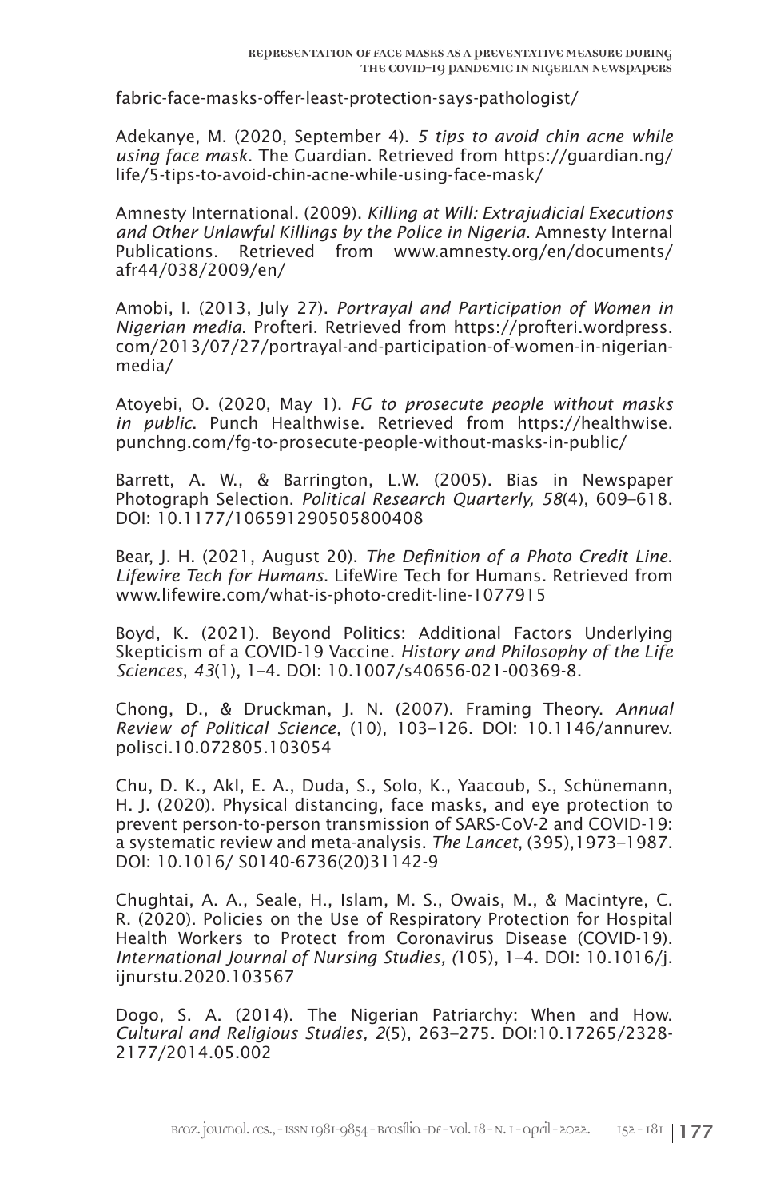fabric-face-masks-offer-least-protection-says-pathologist/

Adekanye, M. (2020, September 4). *5 tips to avoid chin acne while using face mask*. The Guardian. Retrieved from https://guardian.ng/life/5-tips-to-avoid-chin-acne-while-using-face-mask/

Amnesty International. (2009). *Killing at Will: Extrajudicial Executions and Other Unlawful Killings by the Police in Nigeria*. Amnesty Internal Publications. Retrieved from www.amnesty.org/en/documents/afr44/038/2009/en/

Amobi, I. (2013, July 27). *Portrayal and Participation of Women in Nigerian media*. Profteri. Retrieved from https://profteri.wordpress.com/2013/07/27/portrayal-and-participation-of-women-in-nigerian-media/

Atoyebi, O. (2020, May 1). *FG to prosecute people without masks in public*. Punch Healthwise. Retrieved from https://healthwise.punchng.com/fg-to-prosecute-people-without-masks-in-public/

Barrett, A. W., & Barrington, L.W. (2005). Bias in Newspaper Photograph Selection. *Political Research Quarterly, 58*(4), 609–618. DOI: 10.1177/106591290505800408

Bear, J. H. (2021, August 20). *The Definition of a Photo Credit Line. Lifewire Tech for Humans*. LifeWire Tech for Humans. Retrieved from www.lifewire.com/what-is-photo-credit-line-1077915

Boyd, K. (2021). Beyond Politics: Additional Factors Underlying Skepticism of a COVID-19 Vaccine. *History and Philosophy of the Life Sciences*, *43*(1), 1–4. DOI: 10.1007/s40656-021-00369-8.

Chong, D., & Druckman, J. N. (2007). Framing Theory. *Annual Review of Political Science,* (10), 103–126. DOI: 10.1146/annurev.polisci.10.072805.103054

Chu, D. K., Akl, E. A., Duda, S., Solo, K., Yaacoub, S., Schünemann, H. J. (2020). Physical distancing, face masks, and eye protection to prevent person-to-person transmission of SARS-CoV-2 and COVID-19: a systematic review and meta-analysis. *The Lancet*, (395),1973–1987. DOI: 10.1016/ S0140-6736(20)31142-9

Chughtai, A. A., Seale, H., Islam, M. S., Owais, M., & Macintyre, C. R. (2020). Policies on the Use of Respiratory Protection for Hospital Health Workers to Protect from Coronavirus Disease (COVID-19). *International Journal of Nursing Studies, (*105), 1–4. DOI: 10.1016/j.ijnurstu.2020.103567

Dogo, S. A. (2014). The Nigerian Patriarchy: When and How. *Cultural and Religious Studies, 2*(5), 263–275. DOI:10.17265/2328-2177/2014.05.002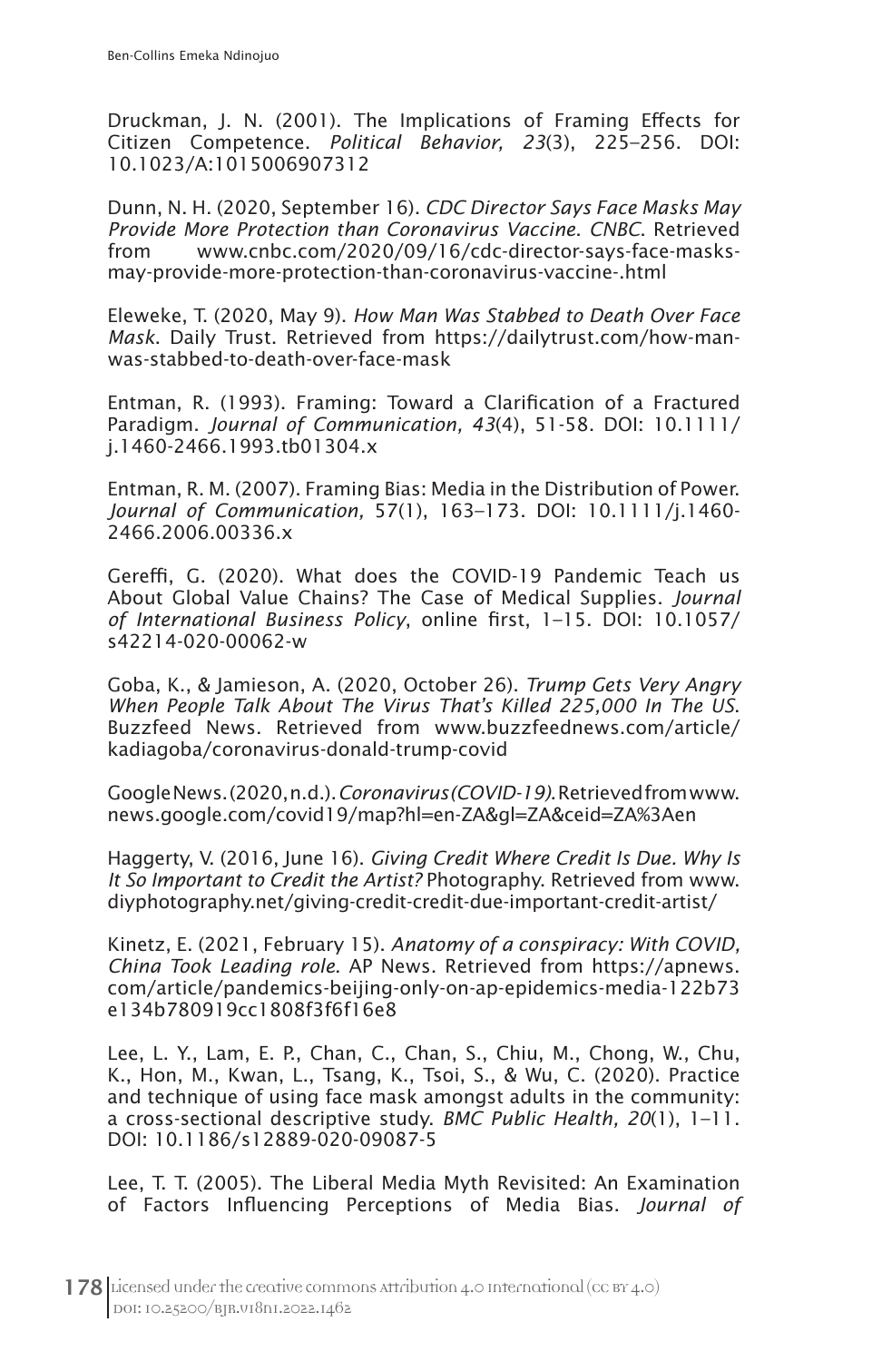Druckman, J. N. (2001). The Implications of Framing Effects for Citizen Competence. *Political Behavior, 23*(3), 225–256. DOI: 10.1023/A:1015006907312

Dunn, N. H. (2020, September 16). *CDC Director Says Face Masks May Provide More Protection than Coronavirus Vaccine. CNBC.* Retrieved from www.cnbc.com/2020/09/16/cdc-director-says-face-masks-may-provide-more-protection-than-coronavirus-vaccine-.html

Eleweke, T. (2020, May 9). *How Man Was Stabbed to Death Over Face Mask*. Daily Trust. Retrieved from https://dailytrust.com/how-man-was-stabbed-to-death-over-face-mask

Entman, R. (1993). Framing: Toward a Clarification of a Fractured Paradigm. *Journal of Communication, 43*(4), 51-58. DOI: 10.1111/j.1460-2466.1993.tb01304.x

Entman, R. M. (2007). Framing Bias: Media in the Distribution of Power. *Journal of Communication,* 57(1), 163–173. DOI: 10.1111/j.1460-2466.2006.00336.x

Gereffi, G. (2020). What does the COVID-19 Pandemic Teach us About Global Value Chains? The Case of Medical Supplies. *Journal of International Business Policy*, online first, 1–15. DOI: 10.1057/s42214-020-00062-w

Goba, K., & Jamieson, A. (2020, October 26). *Trump Gets Very Angry When People Talk About The Virus That's Killed 225,000 In The US.* Buzzfeed News. Retrieved from www.buzzfeednews.com/article/kadiagoba/coronavirus-donald-trump-covid

Google News. (2020, n.d.). *Coronavirus (COVID-19).* Retrieved from www.news.google.com/covid19/map?hl=en-ZA&gl=ZA&ceid=ZA%3Aen

Haggerty, V. (2016, June 16). *Giving Credit Where Credit Is Due. Why Is It So Important to Credit the Artist?* Photography. Retrieved from www.diyphotography.net/giving-credit-credit-due-important-credit-artist/

Kinetz, E. (2021, February 15). *Anatomy of a conspiracy: With COVID, China Took Leading role.* AP News. Retrieved from https://apnews.com/article/pandemics-beijing-only-on-ap-epidemics-media-122b73e134b780919cc1808f3f6f16e8

Lee, L. Y., Lam, E. P., Chan, C., Chan, S., Chiu, M., Chong, W., Chu, K., Hon, M., Kwan, L., Tsang, K., Tsoi, S., & Wu, C. (2020). Practice and technique of using face mask amongst adults in the community: a cross-sectional descriptive study. *BMC Public Health, 20*(1), 1–11. DOI: 10.1186/s12889-020-09087-5

Lee, T. T. (2005). The Liberal Media Myth Revisited: An Examination of Factors Influencing Perceptions of Media Bias. *Journal of*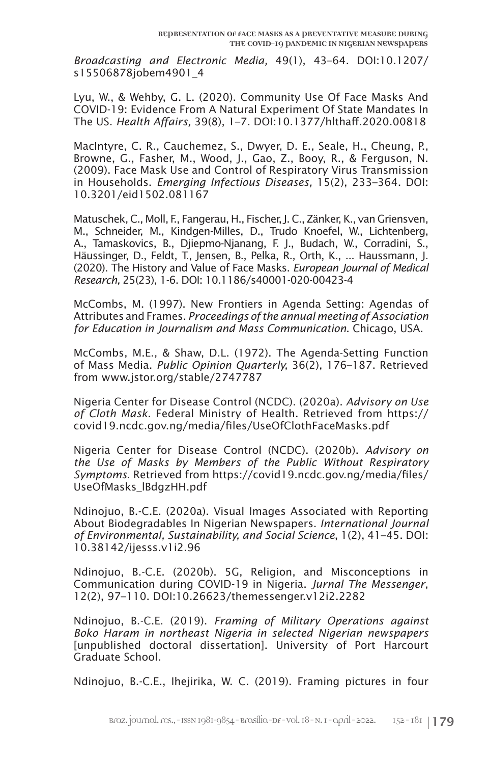*Broadcasting and Electronic Media,* 49(1), 43–64. DOI:10.1207/s15506878jobem4901_4

Lyu, W., & Wehby, G. L. (2020). Community Use Of Face Masks And COVID-19: Evidence From A Natural Experiment Of State Mandates In The US. *Health Affairs,* 39(8), 1–7. DOI:10.1377/hlthaff.2020.00818

MacIntyre, C. R., Cauchemez, S., Dwyer, D. E., Seale, H., Cheung, P., Browne, G., Fasher, M., Wood, J., Gao, Z., Booy, R., & Ferguson, N. (2009). Face Mask Use and Control of Respiratory Virus Transmission in Households. *Emerging Infectious Diseases,* 15(2), 233–364. DOI: 10.3201/eid1502.081167

Matuschek, C., Moll, F., Fangerau, H., Fischer, J. C., Zänker, K., van Griensven, M., Schneider, M., Kindgen-Milles, D., Trudo Knoefel, W., Lichtenberg, A., Tamaskovics, B., Djiepmo-Njanang, F. J., Budach, W., Corradini, S., Häussinger, D., Feldt, T., Jensen, B., Pelka, R., Orth, K., ... Haussmann, J. (2020). The History and Value of Face Masks. *European Journal of Medical Research,* 25(23), 1-6. DOI: 10.1186/s40001-020-00423-4

McCombs, M. (1997). New Frontiers in Agenda Setting: Agendas of Attributes and Frames. *Proceedings of the annual meeting of Association for Education in Journalism and Mass Communication*. Chicago, USA.

McCombs, M.E., & Shaw, D.L. (1972). The Agenda-Setting Function of Mass Media. *Public Opinion Quarterly,* 36(2), 176–187. Retrieved from www.jstor.org/stable/2747787

Nigeria Center for Disease Control (NCDC). (2020a). *Advisory on Use of Cloth Mask*. Federal Ministry of Health. Retrieved from https://covid19.ncdc.gov.ng/media/files/UseOfClothFaceMasks.pdf

Nigeria Center for Disease Control (NCDC). (2020b). *Advisory on the Use of Masks by Members of the Public Without Respiratory Symptoms*. Retrieved from https://covid19.ncdc.gov.ng/media/files/UseOfMasks_lBdgzHH.pdf

Ndinojuo, B.-C.E. (2020a). Visual Images Associated with Reporting About Biodegradables In Nigerian Newspapers. *International Journal of Environmental, Sustainability, and Social Science*, 1(2), 41–45. DOI: 10.38142/ijesss.v1i2.96

Ndinojuo, B.-C.E. (2020b). 5G, Religion, and Misconceptions in Communication during COVID-19 in Nigeria. *Jurnal The Messenger*, 12(2), 97–110. DOI:10.26623/themessenger.v12i2.2282

Ndinojuo, B.-C.E. (2019). *Framing of Military Operations against Boko Haram in northeast Nigeria in selected Nigerian newspapers* [unpublished doctoral dissertation]. University of Port Harcourt Graduate School.

Ndinojuo, B.-C.E., Ihejirika, W. C. (2019). Framing pictures in four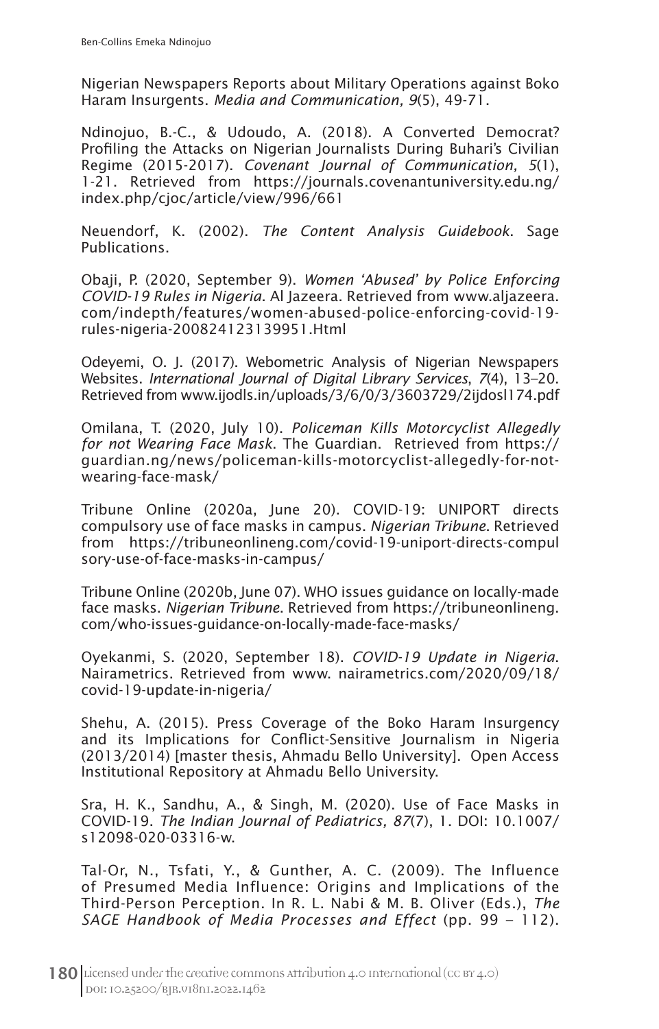Nigerian Newspapers Reports about Military Operations against Boko Haram Insurgents. *Media and Communication, 9*(5), 49-71.

Ndinojuo, B.-C., & Udoudo, A. (2018). A Converted Democrat? Profiling the Attacks on Nigerian Journalists During Buhari's Civilian Regime (2015-2017). *Covenant Journal of Communication, 5*(1), 1-21. Retrieved from https://journals.covenantuniversity.edu.ng/index.php/cjoc/article/view/996/661

Neuendorf, K. (2002). *The Content Analysis Guidebook*. Sage Publications.

Obaji, P. (2020, September 9). *Women 'Abused' by Police Enforcing COVID-19 Rules in Nigeria*. Al Jazeera. Retrieved from www.aljazeera.com/indepth/features/women-abused-police-enforcing-covid-19-rules-nigeria-200824123139951.Html

Odeyemi, O. J. (2017). Webometric Analysis of Nigerian Newspapers Websites. *International Journal of Digital Library Services*, *7*(4), 13–20. Retrieved from www.ijodls.in/uploads/3/6/0/3/3603729/2ijdosl174.pdf

Omilana, T. (2020, July 10). *Policeman Kills Motorcyclist Allegedly for not Wearing Face Mask*. The Guardian. Retrieved from https://guardian.ng/news/policeman-kills-motorcyclist-allegedly-for-not-wearing-face-mask/

Tribune Online (2020a, June 20). COVID-19: UNIPORT directs compulsory use of face masks in campus. *Nigerian Tribune*. Retrieved from https://tribuneonlineng.com/covid-19-uniport-directs-compulsory-use-of-face-masks-in-campus/

Tribune Online (2020b, June 07). WHO issues guidance on locally-made face masks. *Nigerian Tribune*. Retrieved from https://tribuneonlineng.com/who-issues-guidance-on-locally-made-face-masks/

Oyekanmi, S. (2020, September 18). *COVID-19 Update in Nigeria*. Nairametrics. Retrieved from www. nairametrics.com/2020/09/18/covid-19-update-in-nigeria/

Shehu, A. (2015). Press Coverage of the Boko Haram Insurgency and its Implications for Conflict-Sensitive Journalism in Nigeria (2013/2014) [master thesis, Ahmadu Bello University]. Open Access Institutional Repository at Ahmadu Bello University.

Sra, H. K., Sandhu, A., & Singh, M. (2020). Use of Face Masks in COVID-19. *The Indian Journal of Pediatrics, 87*(7), 1. DOI: 10.1007/s12098-020-03316-w.

Tal-Or, N., Tsfati, Y., & Gunther, A. C. (2009). The Influence of Presumed Media Influence: Origins and Implications of the Third-Person Perception. In R. L. Nabi & M. B. Oliver (Eds.), *The SAGE Handbook of Media Processes and Effect* (pp. 99 – 112).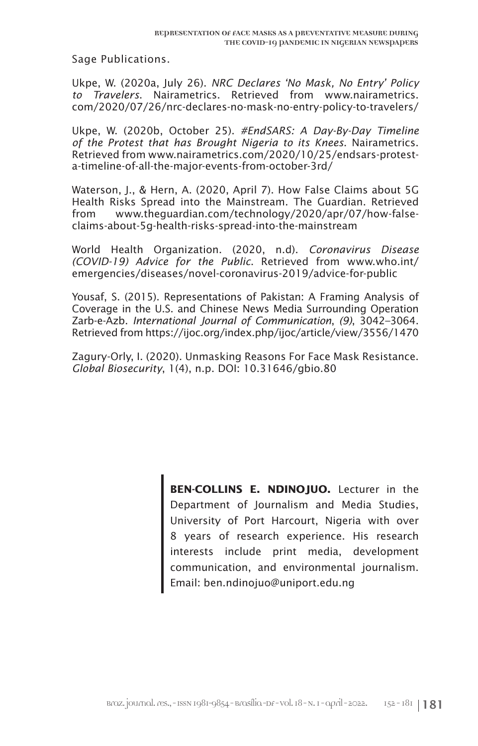Sage Publications.

Ukpe, W. (2020a, July 26). *NRC Declares 'No Mask, No Entry' Policy to Travelers*. Nairametrics. Retrieved from www.nairametrics.com/2020/07/26/nrc-declares-no-mask-no-entry-policy-to-travelers/

Ukpe, W. (2020b, October 25). *#EndSARS: A Day-By-Day Timeline of the Protest that has Brought Nigeria to its Knees*. Nairametrics. Retrieved from www.nairametrics.com/2020/10/25/endsars-protest-a-timeline-of-all-the-major-events-from-october-3rd/

Waterson, J., & Hern, A. (2020, April 7). How False Claims about 5G Health Risks Spread into the Mainstream. The Guardian. Retrieved from www.theguardian.com/technology/2020/apr/07/how-false-claims-about-5g-health-risks-spread-into-the-mainstream

World Health Organization. (2020, n.d). *Coronavirus Disease (COVID-19) Advice for the Public*. Retrieved from www.who.int/emergencies/diseases/novel-coronavirus-2019/advice-for-public

Yousaf, S. (2015). Representations of Pakistan: A Framing Analysis of Coverage in the U.S. and Chinese News Media Surrounding Operation Zarb-e-Azb. *International Journal of Communication*, *(9)*, 3042–3064. Retrieved from https://ijoc.org/index.php/ijoc/article/view/3556/1470

Zagury-Orly, I. (2020). Unmasking Reasons For Face Mask Resistance. *Global Biosecurity*, 1(4), n.p. DOI: 10.31646/gbio.80

**BEN-COLLINS E. NDINOJUO.** Lecturer in the Department of Journalism and Media Studies, University of Port Harcourt, Nigeria with over 8 years of research experience. His research interests include print media, development communication, and environmental journalism. Email: ben.ndinojuo@uniport.edu.ng